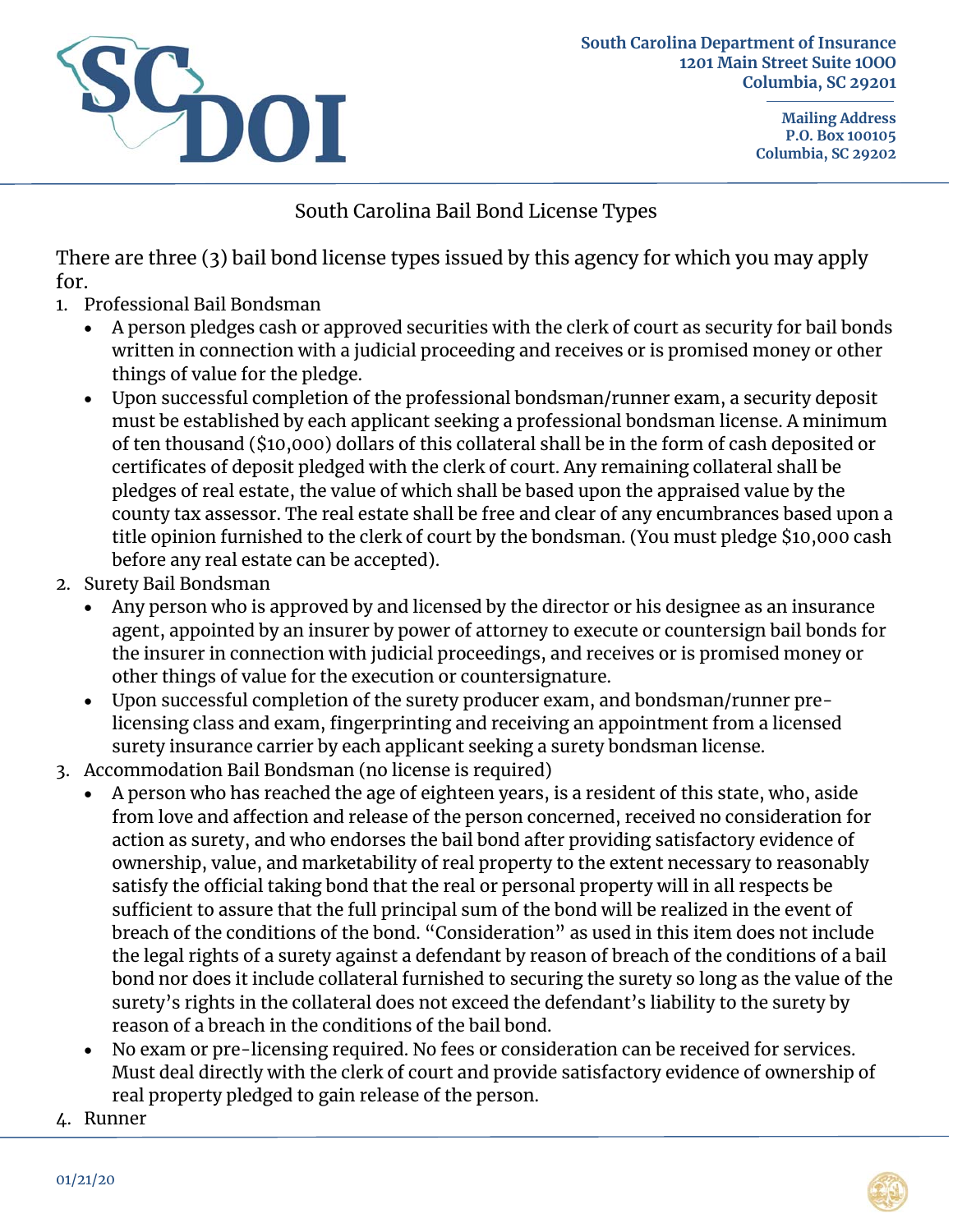South Carolina Department of Insurance
1201 Main Street Suite 1000
Columbia, SC 29201

Mailing Address
P.O. Box 100105
Columbia, SC 29202

# South Carolina Bail Bond License Types

There are three (3) bail bond license types issued by this agency for which you may apply for.

1. Professional Bail Bondsman
   - A person pledges cash or approved securities with the clerk of court as security for bail bonds written in connection with a judicial proceeding and receives or is promised money or other things of value for the pledge.
   - Upon successful completion of the professional bondsman/runner exam, a security deposit must be established by each applicant seeking a professional bondsman license. A minimum of ten thousand ($10,000) dollars of this collateral shall be in the form of cash deposited or certificates of deposit pledged with the clerk of court. Any remaining collateral shall be pledges of real estate, the value of which shall be based upon the appraised value by the county tax assessor. The real estate shall be free and clear of any encumbrances based upon a title opinion furnished to the clerk of court by the bondsman. (You must pledge $10,000 cash before any real estate can be accepted).
2. Surety Bail Bondsman
   - Any person who is approved by and licensed by the director or his designee as an insurance agent, appointed by an insurer by power of attorney to execute or countersign bail bonds for the insurer in connection with judicial proceedings, and receives or is promised money or other things of value for the execution or countersignature.
   - Upon successful completion of the surety producer exam, and bondsman/runner pre-licensing class and exam, fingerprinting and receiving an appointment from a licensed surety insurance carrier by each applicant seeking a surety bondsman license.
3. Accommodation Bail Bondsman (no license is required)
   - A person who has reached the age of eighteen years, is a resident of this state, who, aside from love and affection and release of the person concerned, received no consideration for action as surety, and who endorses the bail bond after providing satisfactory evidence of ownership, value, and marketability of real property to the extent necessary to reasonably satisfy the official taking bond that the real or personal property will in all respects be sufficient to assure that the full principal sum of the bond will be realized in the event of breach of the conditions of the bond. "Consideration" as used in this item does not include the legal rights of a surety against a defendant by reason of breach of the conditions of a bail bond nor does it include collateral furnished to securing the surety so long as the value of the surety's rights in the collateral does not exceed the defendant's liability to the surety by reason of a breach in the conditions of the bail bond.
   - No exam or pre-licensing required. No fees or consideration can be received for services. Must deal directly with the clerk of court and provide satisfactory evidence of ownership of real property pledged to gain release of the person.
4. Runner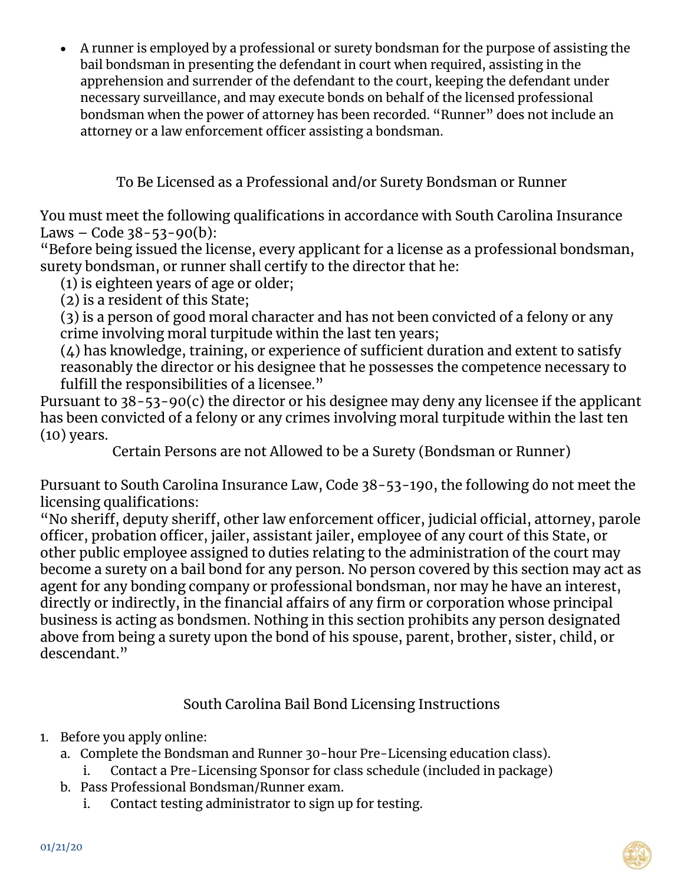- A runner is employed by a professional or surety bondsman for the purpose of assisting the bail bondsman in presenting the defendant in court when required, assisting in the apprehension and surrender of the defendant to the court, keeping the defendant under necessary surveillance, and may execute bonds on behalf of the licensed professional bondsman when the power of attorney has been recorded. "Runner" does not include an attorney or a law enforcement officer assisting a bondsman.

## To Be Licensed as a Professional and/or Surety Bondsman or Runner

You must meet the following qualifications in accordance with South Carolina Insurance Laws – Code 38-53-90(b):

"Before being issued the license, every applicant for a license as a professional bondsman, surety bondsman, or runner shall certify to the director that he:

(1) is eighteen years of age or older;

(2) is a resident of this State;

(3) is a person of good moral character and has not been convicted of a felony or any crime involving moral turpitude within the last ten years;

(4) has knowledge, training, or experience of sufficient duration and extent to satisfy reasonably the director or his designee that he possesses the competence necessary to fulfill the responsibilities of a licensee."

Pursuant to 38-53-90(c) the director or his designee may deny any licensee if the applicant has been convicted of a felony or any crimes involving moral turpitude within the last ten (10) years.

## Certain Persons are not Allowed to be a Surety (Bondsman or Runner)

Pursuant to South Carolina Insurance Law, Code 38-53-190, the following do not meet the licensing qualifications:

"No sheriff, deputy sheriff, other law enforcement officer, judicial official, attorney, parole officer, probation officer, jailer, assistant jailer, employee of any court of this State, or other public employee assigned to duties relating to the administration of the court may become a surety on a bail bond for any person. No person covered by this section may act as agent for any bonding company or professional bondsman, nor may he have an interest, directly or indirectly, in the financial affairs of any firm or corporation whose principal business is acting as bondsmen. Nothing in this section prohibits any person designated above from being a surety upon the bond of his spouse, parent, brother, sister, child, or descendant."

## South Carolina Bail Bond Licensing Instructions

1. Before you apply online:
   a. Complete the Bondsman and Runner 30-hour Pre-Licensing education class).
      i. Contact a Pre-Licensing Sponsor for class schedule (included in package)
   b. Pass Professional Bondsman/Runner exam.
      i. Contact testing administrator to sign up for testing.

01/21/20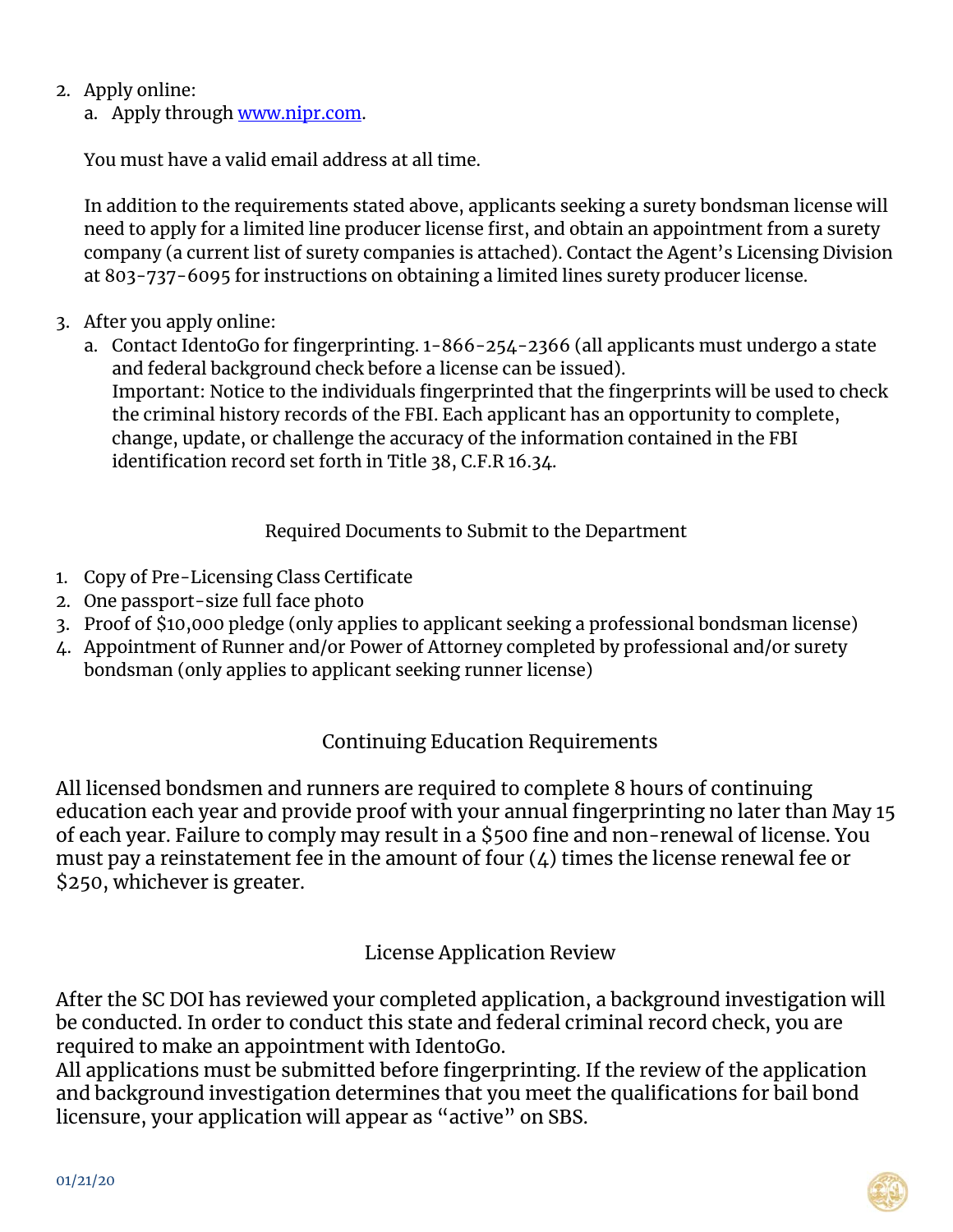2. Apply online:
   a. Apply through www.nipr.com.

   You must have a valid email address at all time.

   In addition to the requirements stated above, applicants seeking a surety bondsman license will need to apply for a limited line producer license first, and obtain an appointment from a surety company (a current list of surety companies is attached). Contact the Agent's Licensing Division at 803-737-6095 for instructions on obtaining a limited lines surety producer license.

3. After you apply online:
   a. Contact IdentoGo for fingerprinting. 1-866-254-2366 (all applicants must undergo a state and federal background check before a license can be issued).
      Important: Notice to the individuals fingerprinted that the fingerprints will be used to check the criminal history records of the FBI. Each applicant has an opportunity to complete, change, update, or challenge the accuracy of the information contained in the FBI identification record set forth in Title 38, C.F.R 16.34.

## Required Documents to Submit to the Department

1. Copy of Pre-Licensing Class Certificate
2. One passport-size full face photo
3. Proof of $10,000 pledge (only applies to applicant seeking a professional bondsman license)
4. Appointment of Runner and/or Power of Attorney completed by professional and/or surety bondsman (only applies to applicant seeking runner license)

## Continuing Education Requirements

All licensed bondsmen and runners are required to complete 8 hours of continuing education each year and provide proof with your annual fingerprinting no later than May 15 of each year. Failure to comply may result in a $500 fine and non-renewal of license. You must pay a reinstatement fee in the amount of four (4) times the license renewal fee or $250, whichever is greater.

## License Application Review

After the SC DOI has reviewed your completed application, a background investigation will be conducted. In order to conduct this state and federal criminal record check, you are required to make an appointment with IdentoGo.
All applications must be submitted before fingerprinting. If the review of the application and background investigation determines that you meet the qualifications for bail bond licensure, your application will appear as "active" on SBS.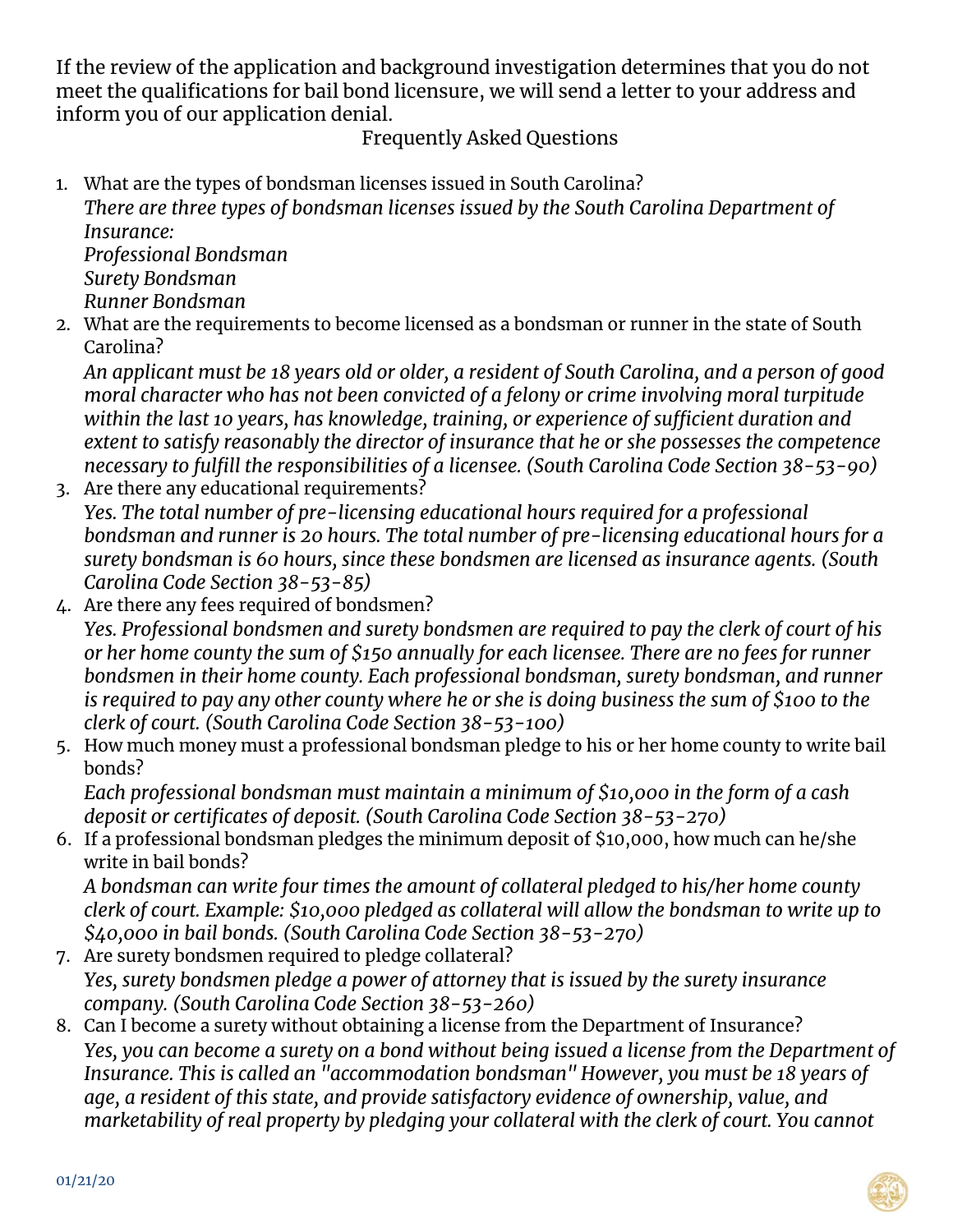If the review of the application and background investigation determines that you do not meet the qualifications for bail bond licensure, we will send a letter to your address and inform you of our application denial.

## Frequently Asked Questions

1. What are the types of bondsman licenses issued in South Carolina?
   *There are three types of bondsman licenses issued by the South Carolina Department of Insurance:*
   *Professional Bondsman*
   *Surety Bondsman*
   *Runner Bondsman*
2. What are the requirements to become licensed as a bondsman or runner in the state of South Carolina?
   *An applicant must be 18 years old or older, a resident of South Carolina, and a person of good moral character who has not been convicted of a felony or crime involving moral turpitude within the last 10 years, has knowledge, training, or experience of sufficient duration and extent to satisfy reasonably the director of insurance that he or she possesses the competence necessary to fulfill the responsibilities of a licensee. (South Carolina Code Section 38-53-90)*
3. Are there any educational requirements?
   *Yes. The total number of pre-licensing educational hours required for a professional bondsman and runner is 20 hours. The total number of pre-licensing educational hours for a surety bondsman is 60 hours, since these bondsmen are licensed as insurance agents. (South Carolina Code Section 38-53-85)*
4. Are there any fees required of bondsmen?
   *Yes. Professional bondsmen and surety bondsmen are required to pay the clerk of court of his or her home county the sum of $150 annually for each licensee. There are no fees for runner bondsmen in their home county. Each professional bondsman, surety bondsman, and runner is required to pay any other county where he or she is doing business the sum of $100 to the clerk of court. (South Carolina Code Section 38-53-100)*
5. How much money must a professional bondsman pledge to his or her home county to write bail bonds?
   *Each professional bondsman must maintain a minimum of $10,000 in the form of a cash deposit or certificates of deposit. (South Carolina Code Section 38-53-270)*
6. If a professional bondsman pledges the minimum deposit of $10,000, how much can he/she write in bail bonds?
   *A bondsman can write four times the amount of collateral pledged to his/her home county clerk of court. Example: $10,000 pledged as collateral will allow the bondsman to write up to $40,000 in bail bonds. (South Carolina Code Section 38-53-270)*
7. Are surety bondsmen required to pledge collateral?
   *Yes, surety bondsmen pledge a power of attorney that is issued by the surety insurance company. (South Carolina Code Section 38-53-260)*
8. Can I become a surety without obtaining a license from the Department of Insurance?
   *Yes, you can become a surety on a bond without being issued a license from the Department of Insurance. This is called an "accommodation bondsman" However, you must be 18 years of age, a resident of this state, and provide satisfactory evidence of ownership, value, and marketability of real property by pledging your collateral with the clerk of court. You cannot*

01/21/20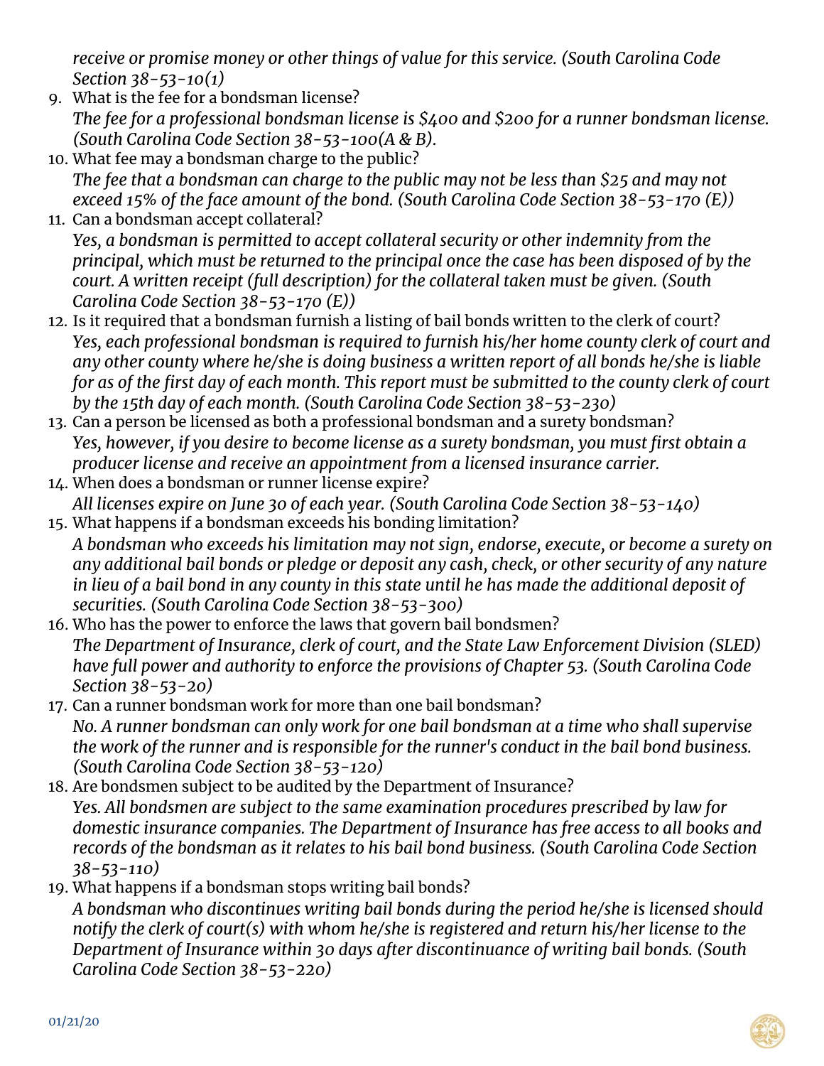*receive or promise money or other things of value for this service. (South Carolina Code Section 38-53-10(1)*

9. What is the fee for a bondsman license?
   *The fee for a professional bondsman license is $400 and $200 for a runner bondsman license. (South Carolina Code Section 38-53-100(A & B).*
10. What fee may a bondsman charge to the public?
    *The fee that a bondsman can charge to the public may not be less than $25 and may not exceed 15% of the face amount of the bond. (South Carolina Code Section 38-53-170 (E))*
11. Can a bondsman accept collateral?
    *Yes, a bondsman is permitted to accept collateral security or other indemnity from the principal, which must be returned to the principal once the case has been disposed of by the court. A written receipt (full description) for the collateral taken must be given. (South Carolina Code Section 38-53-170 (E))*
12. Is it required that a bondsman furnish a listing of bail bonds written to the clerk of court?
    *Yes, each professional bondsman is required to furnish his/her home county clerk of court and any other county where he/she is doing business a written report of all bonds he/she is liable for as of the first day of each month. This report must be submitted to the county clerk of court by the 15th day of each month. (South Carolina Code Section 38-53-230)*
13. Can a person be licensed as both a professional bondsman and a surety bondsman?
    *Yes, however, if you desire to become license as a surety bondsman, you must first obtain a producer license and receive an appointment from a licensed insurance carrier.*
14. When does a bondsman or runner license expire?
    *All licenses expire on June 30 of each year. (South Carolina Code Section 38-53-140)*
15. What happens if a bondsman exceeds his bonding limitation?
    *A bondsman who exceeds his limitation may not sign, endorse, execute, or become a surety on any additional bail bonds or pledge or deposit any cash, check, or other security of any nature in lieu of a bail bond in any county in this state until he has made the additional deposit of securities. (South Carolina Code Section 38-53-300)*
16. Who has the power to enforce the laws that govern bail bondsmen?
    *The Department of Insurance, clerk of court, and the State Law Enforcement Division (SLED) have full power and authority to enforce the provisions of Chapter 53. (South Carolina Code Section 38-53-20)*
17. Can a runner bondsman work for more than one bail bondsman?
    *No. A runner bondsman can only work for one bail bondsman at a time who shall supervise the work of the runner and is responsible for the runner's conduct in the bail bond business. (South Carolina Code Section 38-53-120)*
18. Are bondsmen subject to be audited by the Department of Insurance?
    *Yes. All bondsmen are subject to the same examination procedures prescribed by law for domestic insurance companies. The Department of Insurance has free access to all books and records of the bondsman as it relates to his bail bond business. (South Carolina Code Section 38-53-110)*
19. What happens if a bondsman stops writing bail bonds?
    *A bondsman who discontinues writing bail bonds during the period he/she is licensed should notify the clerk of court(s) with whom he/she is registered and return his/her license to the Department of Insurance within 30 days after discontinuance of writing bail bonds. (South Carolina Code Section 38-53-220)*

01/21/20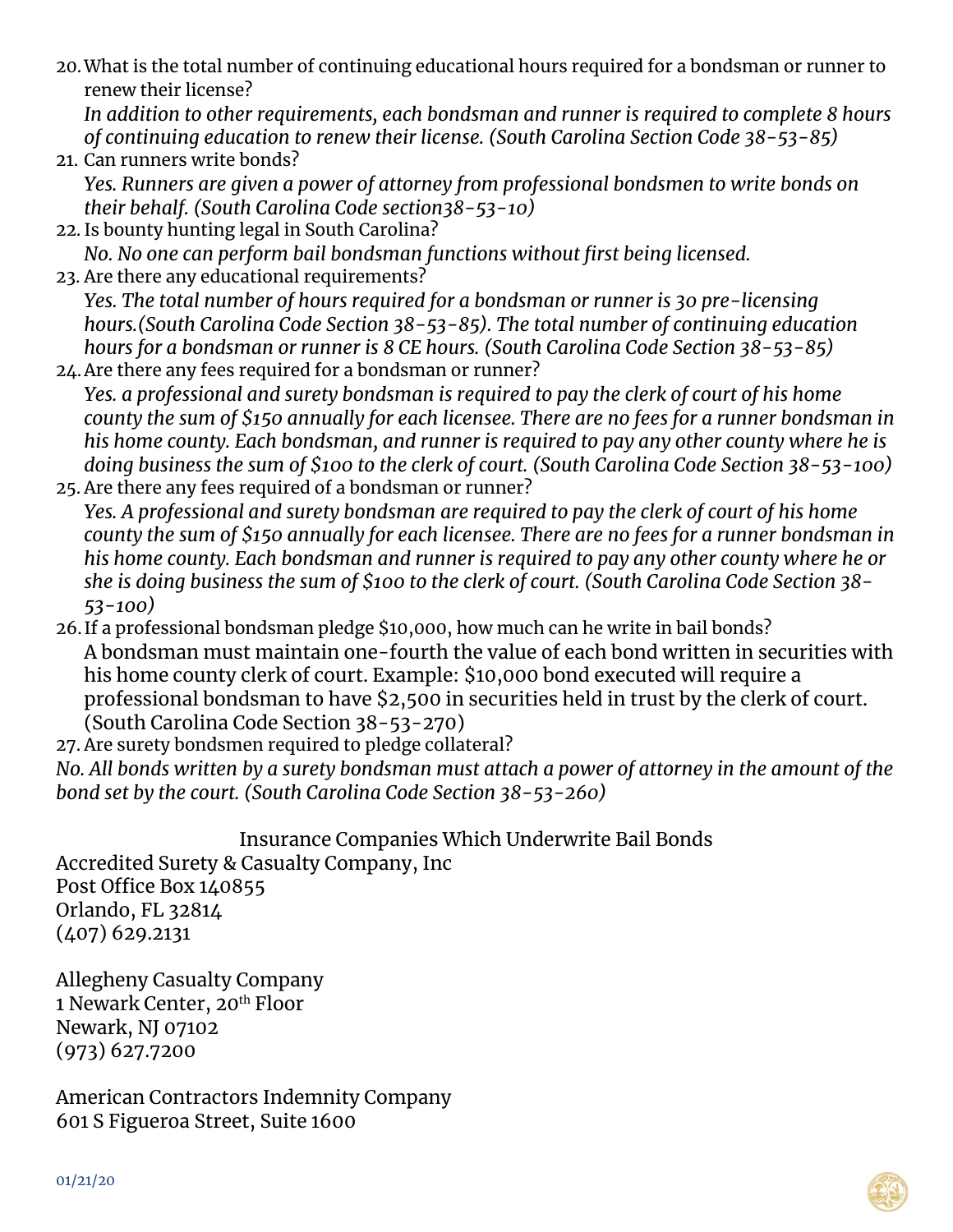20. What is the total number of continuing educational hours required for a bondsman or runner to renew their license?
    *In addition to other requirements, each bondsman and runner is required to complete 8 hours of continuing education to renew their license. (South Carolina Section Code 38-53-85)*
21. Can runners write bonds?
    *Yes. Runners are given a power of attorney from professional bondsmen to write bonds on their behalf. (South Carolina Code section38-53-10)*
22. Is bounty hunting legal in South Carolina?
    *No. No one can perform bail bondsman functions without first being licensed.*
23. Are there any educational requirements?
    *Yes. The total number of hours required for a bondsman or runner is 30 pre-licensing hours.(South Carolina Code Section 38-53-85). The total number of continuing education hours for a bondsman or runner is 8 CE hours. (South Carolina Code Section 38-53-85)*
24. Are there any fees required for a bondsman or runner?
    *Yes. a professional and surety bondsman is required to pay the clerk of court of his home county the sum of $150 annually for each licensee. There are no fees for a runner bondsman in his home county. Each bondsman, and runner is required to pay any other county where he is doing business the sum of $100 to the clerk of court. (South Carolina Code Section 38-53-100)*
25. Are there any fees required of a bondsman or runner?
    *Yes. A professional and surety bondsman are required to pay the clerk of court of his home county the sum of $150 annually for each licensee. There are no fees for a runner bondsman in his home county. Each bondsman and runner is required to pay any other county where he or she is doing business the sum of $100 to the clerk of court. (South Carolina Code Section 38-53-100)*
26. If a professional bondsman pledge $10,000, how much can he write in bail bonds?
    A bondsman must maintain one-fourth the value of each bond written in securities with his home county clerk of court. Example: $10,000 bond executed will require a professional bondsman to have $2,500 in securities held in trust by the clerk of court. (South Carolina Code Section 38-53-270)
27. Are surety bondsmen required to pledge collateral?

*No. All bonds written by a surety bondsman must attach a power of attorney in the amount of the bond set by the court. (South Carolina Code Section 38-53-260)*

## Insurance Companies Which Underwrite Bail Bonds

Accredited Surety & Casualty Company, Inc
Post Office Box 140855
Orlando, FL 32814
(407) 629.2131

Allegheny Casualty Company
1 Newark Center, 20th Floor
Newark, NJ 07102
(973) 627.7200

American Contractors Indemnity Company
601 S Figueroa Street, Suite 1600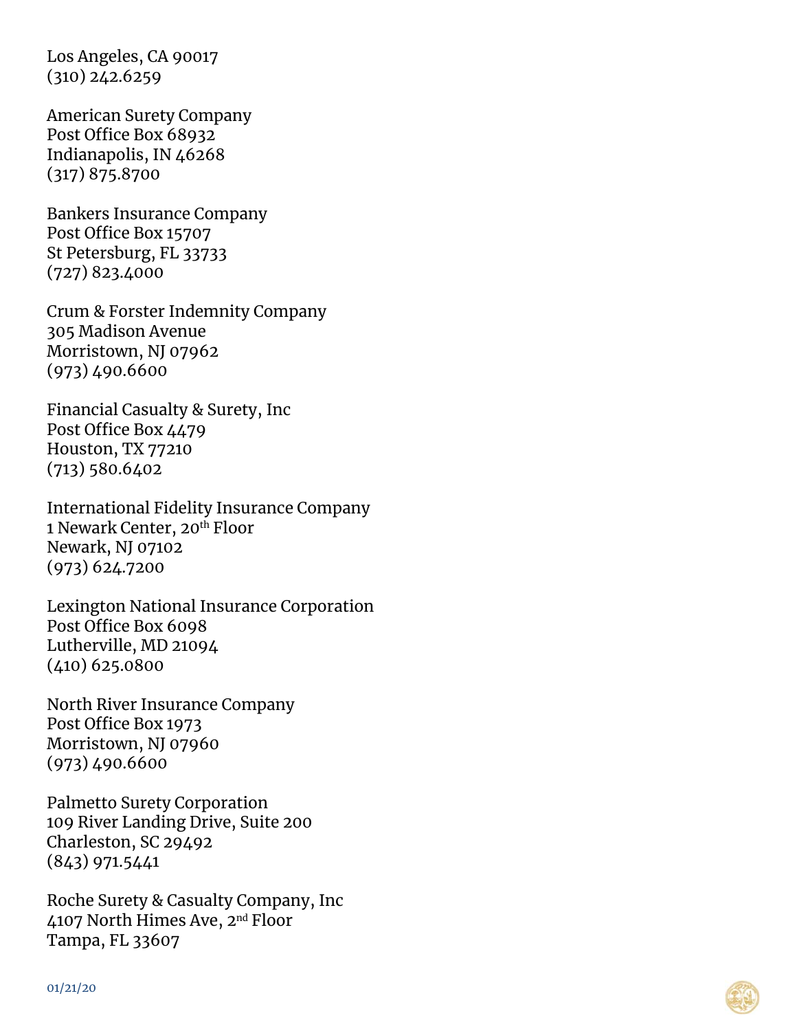Los Angeles, CA 90017
(310) 242.6259

American Surety Company
Post Office Box 68932
Indianapolis, IN 46268
(317) 875.8700

Bankers Insurance Company
Post Office Box 15707
St Petersburg, FL 33733
(727) 823.4000

Crum & Forster Indemnity Company
305 Madison Avenue
Morristown, NJ 07962
(973) 490.6600

Financial Casualty & Surety, Inc
Post Office Box 4479
Houston, TX 77210
(713) 580.6402

International Fidelity Insurance Company
1 Newark Center, 20th Floor
Newark, NJ 07102
(973) 624.7200

Lexington National Insurance Corporation
Post Office Box 6098
Lutherville, MD 21094
(410) 625.0800

North River Insurance Company
Post Office Box 1973
Morristown, NJ 07960
(973) 490.6600

Palmetto Surety Corporation
109 River Landing Drive, Suite 200
Charleston, SC 29492
(843) 971.5441

Roche Surety & Casualty Company, Inc
4107 North Himes Ave, 2nd Floor
Tampa, FL 33607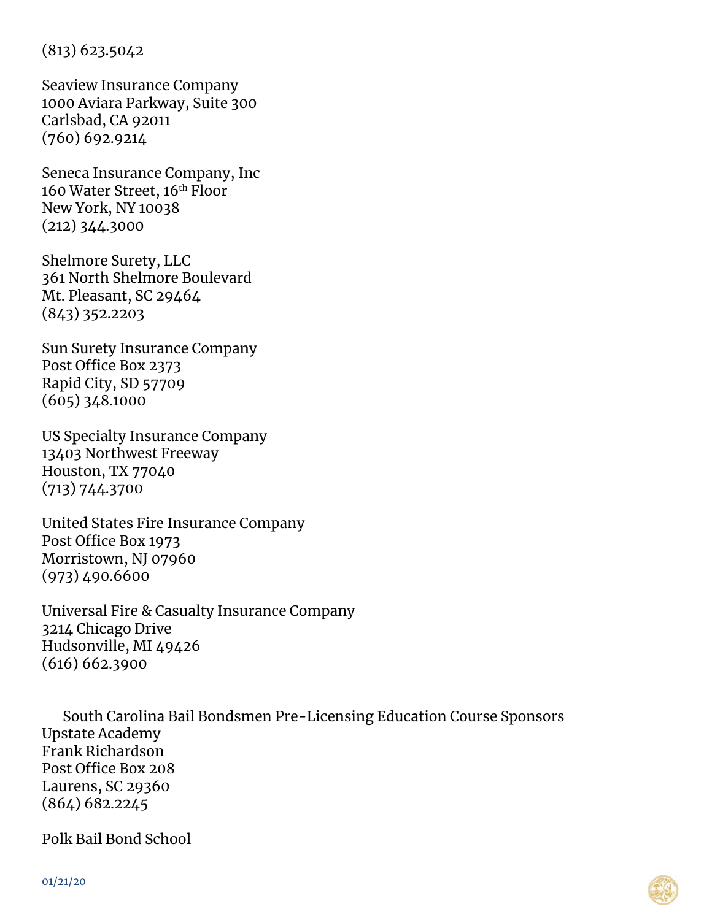(813) 623.5042

Seaview Insurance Company
1000 Aviara Parkway, Suite 300
Carlsbad, CA 92011
(760) 692.9214

Seneca Insurance Company, Inc
160 Water Street, 16th Floor
New York, NY 10038
(212) 344.3000

Shelmore Surety, LLC
361 North Shelmore Boulevard
Mt. Pleasant, SC 29464
(843) 352.2203

Sun Surety Insurance Company
Post Office Box 2373
Rapid City, SD 57709
(605) 348.1000

US Specialty Insurance Company
13403 Northwest Freeway
Houston, TX 77040
(713) 744.3700

United States Fire Insurance Company
Post Office Box 1973
Morristown, NJ 07960
(973) 490.6600

Universal Fire & Casualty Insurance Company
3214 Chicago Drive
Hudsonville, MI 49426
(616) 662.3900

## South Carolina Bail Bondsmen Pre-Licensing Education Course Sponsors

Upstate Academy
Frank Richardson
Post Office Box 208
Laurens, SC 29360
(864) 682.2245

Polk Bail Bond School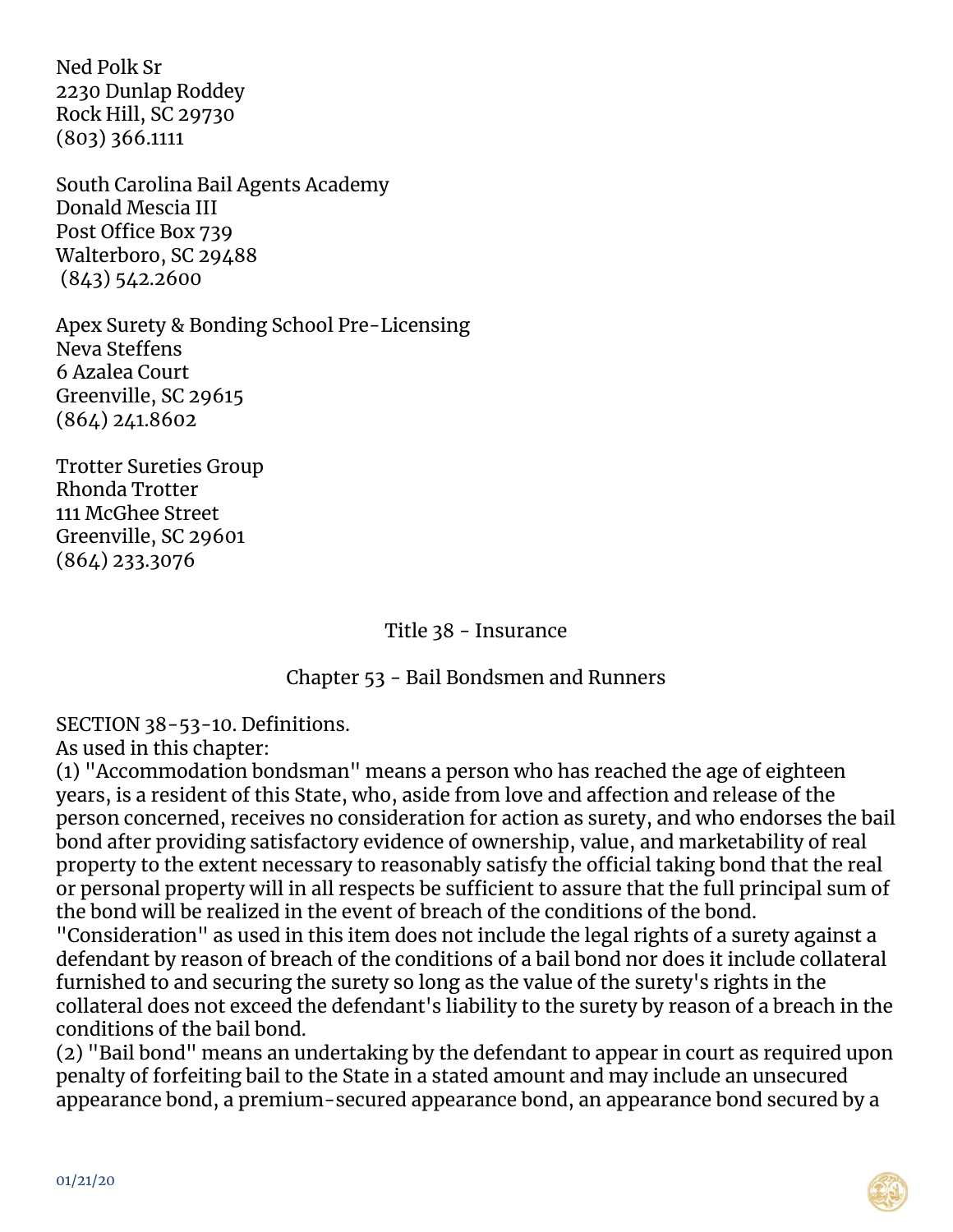Ned Polk Sr
2230 Dunlap Roddey
Rock Hill, SC 29730
(803) 366.1111

South Carolina Bail Agents Academy
Donald Mescia III
Post Office Box 739
Walterboro, SC 29488
(843) 542.2600

Apex Surety & Bonding School Pre-Licensing
Neva Steffens
6 Azalea Court
Greenville, SC 29615
(864) 241.8602

Trotter Sureties Group
Rhonda Trotter
111 McGhee Street
Greenville, SC 29601
(864) 233.3076

## Title 38 - Insurance

## Chapter 53 - Bail Bondsmen and Runners

SECTION 38-53-10. Definitions.
As used in this chapter:

(1) "Accommodation bondsman" means a person who has reached the age of eighteen years, is a resident of this State, who, aside from love and affection and release of the person concerned, receives no consideration for action as surety, and who endorses the bail bond after providing satisfactory evidence of ownership, value, and marketability of real property to the extent necessary to reasonably satisfy the official taking bond that the real or personal property will in all respects be sufficient to assure that the full principal sum of the bond will be realized in the event of breach of the conditions of the bond. "Consideration" as used in this item does not include the legal rights of a surety against a defendant by reason of breach of the conditions of a bail bond nor does it include collateral furnished to and securing the surety so long as the value of the surety's rights in the collateral does not exceed the defendant's liability to the surety by reason of a breach in the conditions of the bail bond.

(2) "Bail bond" means an undertaking by the defendant to appear in court as required upon penalty of forfeiting bail to the State in a stated amount and may include an unsecured appearance bond, a premium-secured appearance bond, an appearance bond secured by a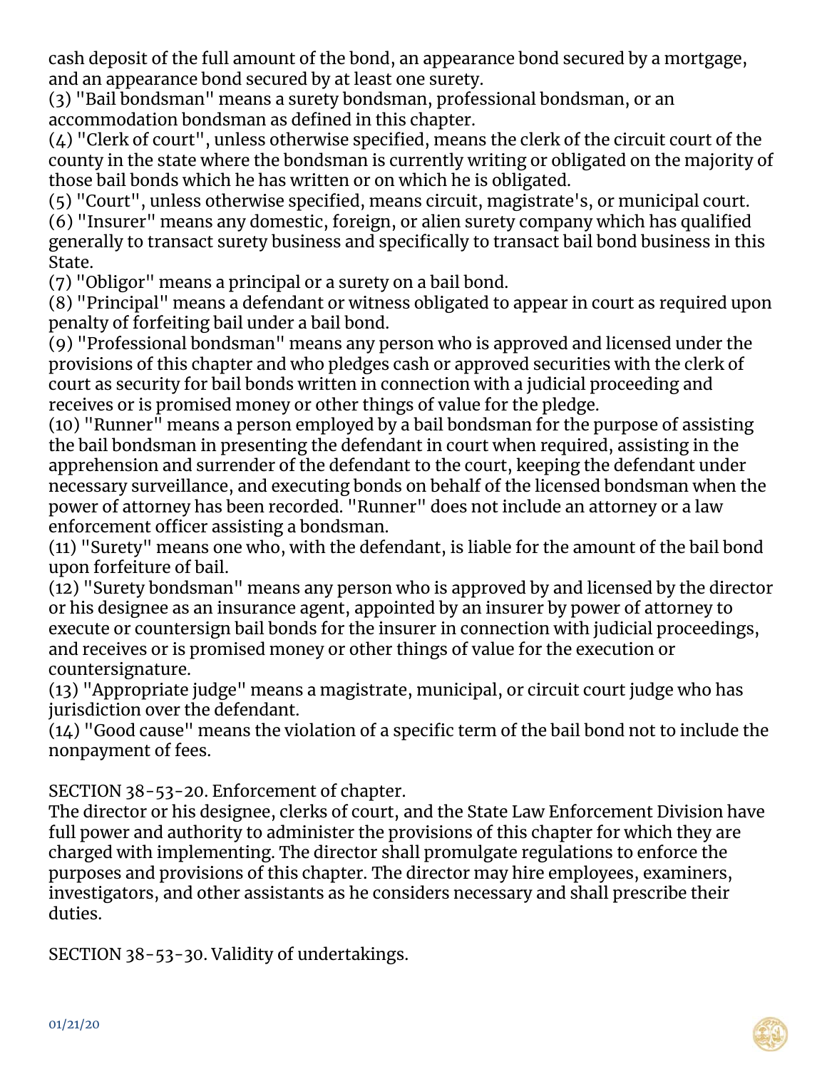cash deposit of the full amount of the bond, an appearance bond secured by a mortgage, and an appearance bond secured by at least one surety.

(3) "Bail bondsman" means a surety bondsman, professional bondsman, or an accommodation bondsman as defined in this chapter.

(4) "Clerk of court", unless otherwise specified, means the clerk of the circuit court of the county in the state where the bondsman is currently writing or obligated on the majority of those bail bonds which he has written or on which he is obligated.

(5) "Court", unless otherwise specified, means circuit, magistrate's, or municipal court.

(6) "Insurer" means any domestic, foreign, or alien surety company which has qualified generally to transact surety business and specifically to transact bail bond business in this State.

(7) "Obligor" means a principal or a surety on a bail bond.

(8) "Principal" means a defendant or witness obligated to appear in court as required upon penalty of forfeiting bail under a bail bond.

(9) "Professional bondsman" means any person who is approved and licensed under the provisions of this chapter and who pledges cash or approved securities with the clerk of court as security for bail bonds written in connection with a judicial proceeding and receives or is promised money or other things of value for the pledge.

(10) "Runner" means a person employed by a bail bondsman for the purpose of assisting the bail bondsman in presenting the defendant in court when required, assisting in the apprehension and surrender of the defendant to the court, keeping the defendant under necessary surveillance, and executing bonds on behalf of the licensed bondsman when the power of attorney has been recorded. "Runner" does not include an attorney or a law enforcement officer assisting a bondsman.

(11) "Surety" means one who, with the defendant, is liable for the amount of the bail bond upon forfeiture of bail.

(12) "Surety bondsman" means any person who is approved by and licensed by the director or his designee as an insurance agent, appointed by an insurer by power of attorney to execute or countersign bail bonds for the insurer in connection with judicial proceedings, and receives or is promised money or other things of value for the execution or countersignature.

(13) "Appropriate judge" means a magistrate, municipal, or circuit court judge who has jurisdiction over the defendant.

(14) "Good cause" means the violation of a specific term of the bail bond not to include the nonpayment of fees.

SECTION 38-53-20. Enforcement of chapter.

The director or his designee, clerks of court, and the State Law Enforcement Division have full power and authority to administer the provisions of this chapter for which they are charged with implementing. The director shall promulgate regulations to enforce the purposes and provisions of this chapter. The director may hire employees, examiners, investigators, and other assistants as he considers necessary and shall prescribe their duties.

SECTION 38-53-30. Validity of undertakings.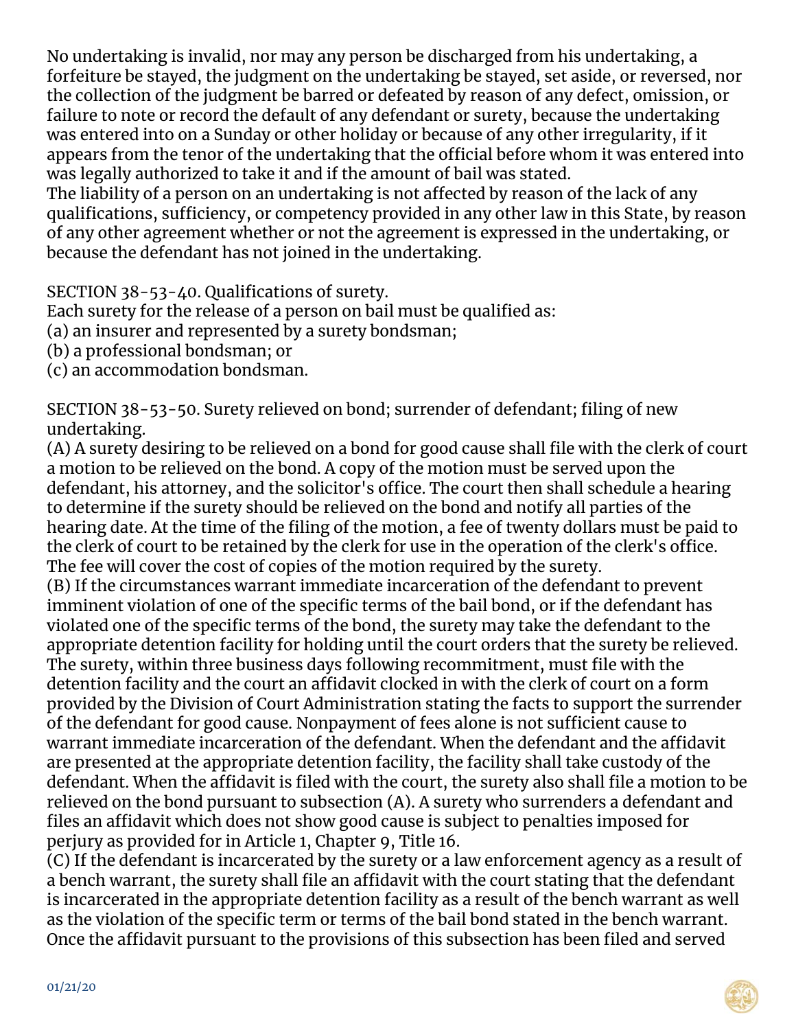No undertaking is invalid, nor may any person be discharged from his undertaking, a forfeiture be stayed, the judgment on the undertaking be stayed, set aside, or reversed, nor the collection of the judgment be barred or defeated by reason of any defect, omission, or failure to note or record the default of any defendant or surety, because the undertaking was entered into on a Sunday or other holiday or because of any other irregularity, if it appears from the tenor of the undertaking that the official before whom it was entered into was legally authorized to take it and if the amount of bail was stated.

The liability of a person on an undertaking is not affected by reason of the lack of any qualifications, sufficiency, or competency provided in any other law in this State, by reason of any other agreement whether or not the agreement is expressed in the undertaking, or because the defendant has not joined in the undertaking.

SECTION 38-53-40. Qualifications of surety.

Each surety for the release of a person on bail must be qualified as:

(a) an insurer and represented by a surety bondsman;

(b) a professional bondsman; or

(c) an accommodation bondsman.

SECTION 38-53-50. Surety relieved on bond; surrender of defendant; filing of new undertaking.

(A) A surety desiring to be relieved on a bond for good cause shall file with the clerk of court a motion to be relieved on the bond. A copy of the motion must be served upon the defendant, his attorney, and the solicitor's office. The court then shall schedule a hearing to determine if the surety should be relieved on the bond and notify all parties of the hearing date. At the time of the filing of the motion, a fee of twenty dollars must be paid to the clerk of court to be retained by the clerk for use in the operation of the clerk's office. The fee will cover the cost of copies of the motion required by the surety.

(B) If the circumstances warrant immediate incarceration of the defendant to prevent imminent violation of one of the specific terms of the bail bond, or if the defendant has violated one of the specific terms of the bond, the surety may take the defendant to the appropriate detention facility for holding until the court orders that the surety be relieved. The surety, within three business days following recommitment, must file with the detention facility and the court an affidavit clocked in with the clerk of court on a form provided by the Division of Court Administration stating the facts to support the surrender of the defendant for good cause. Nonpayment of fees alone is not sufficient cause to warrant immediate incarceration of the defendant. When the defendant and the affidavit are presented at the appropriate detention facility, the facility shall take custody of the defendant. When the affidavit is filed with the court, the surety also shall file a motion to be relieved on the bond pursuant to subsection (A). A surety who surrenders a defendant and files an affidavit which does not show good cause is subject to penalties imposed for perjury as provided for in Article 1, Chapter 9, Title 16.

(C) If the defendant is incarcerated by the surety or a law enforcement agency as a result of a bench warrant, the surety shall file an affidavit with the court stating that the defendant is incarcerated in the appropriate detention facility as a result of the bench warrant as well as the violation of the specific term or terms of the bail bond stated in the bench warrant. Once the affidavit pursuant to the provisions of this subsection has been filed and served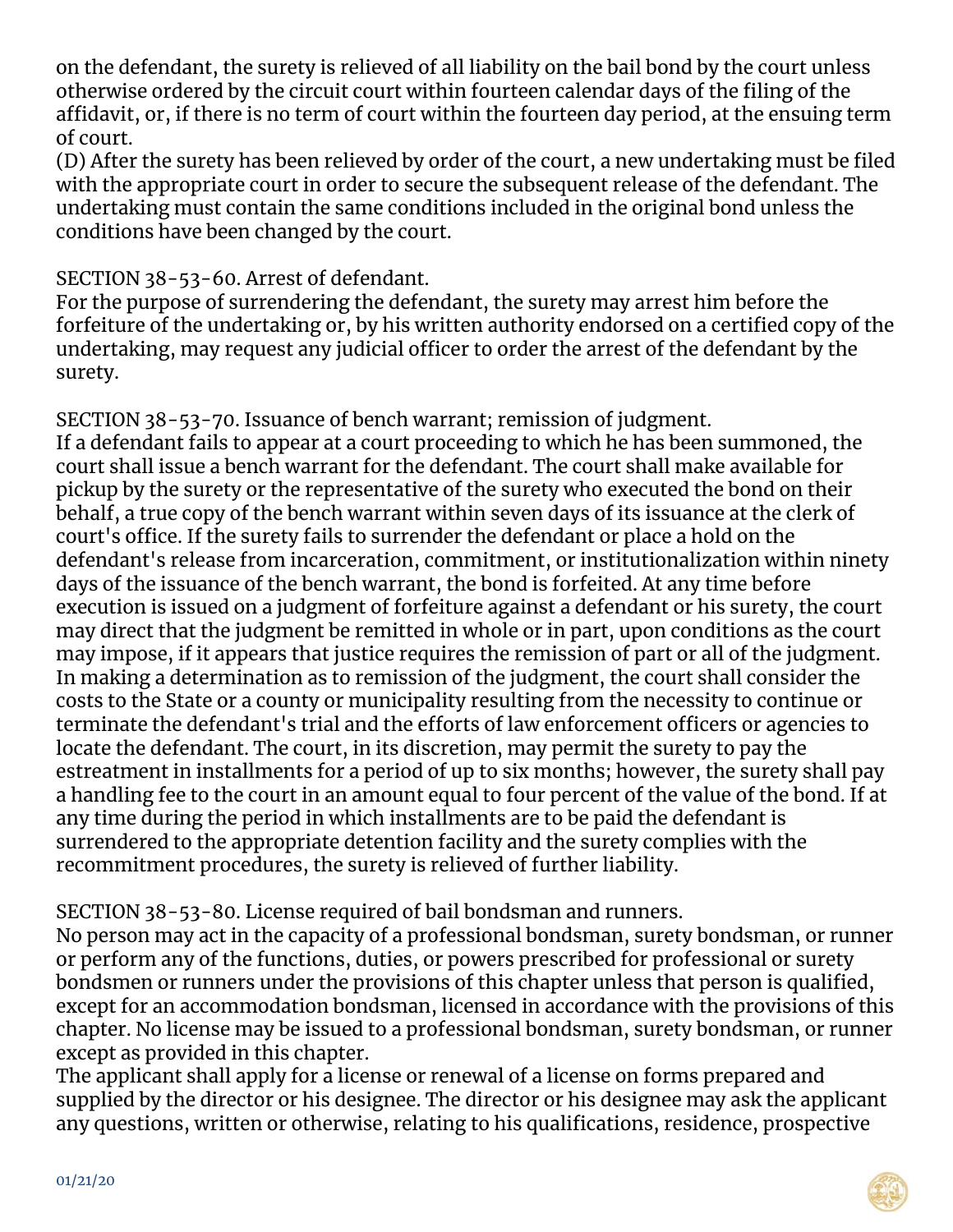on the defendant, the surety is relieved of all liability on the bail bond by the court unless otherwise ordered by the circuit court within fourteen calendar days of the filing of the affidavit, or, if there is no term of court within the fourteen day period, at the ensuing term of court.

(D) After the surety has been relieved by order of the court, a new undertaking must be filed with the appropriate court in order to secure the subsequent release of the defendant. The undertaking must contain the same conditions included in the original bond unless the conditions have been changed by the court.

SECTION 38-53-60. Arrest of defendant.

For the purpose of surrendering the defendant, the surety may arrest him before the forfeiture of the undertaking or, by his written authority endorsed on a certified copy of the undertaking, may request any judicial officer to order the arrest of the defendant by the surety.

SECTION 38-53-70. Issuance of bench warrant; remission of judgment.

If a defendant fails to appear at a court proceeding to which he has been summoned, the court shall issue a bench warrant for the defendant. The court shall make available for pickup by the surety or the representative of the surety who executed the bond on their behalf, a true copy of the bench warrant within seven days of its issuance at the clerk of court's office. If the surety fails to surrender the defendant or place a hold on the defendant's release from incarceration, commitment, or institutionalization within ninety days of the issuance of the bench warrant, the bond is forfeited. At any time before execution is issued on a judgment of forfeiture against a defendant or his surety, the court may direct that the judgment be remitted in whole or in part, upon conditions as the court may impose, if it appears that justice requires the remission of part or all of the judgment. In making a determination as to remission of the judgment, the court shall consider the costs to the State or a county or municipality resulting from the necessity to continue or terminate the defendant's trial and the efforts of law enforcement officers or agencies to locate the defendant. The court, in its discretion, may permit the surety to pay the estreatment in installments for a period of up to six months; however, the surety shall pay a handling fee to the court in an amount equal to four percent of the value of the bond. If at any time during the period in which installments are to be paid the defendant is surrendered to the appropriate detention facility and the surety complies with the recommitment procedures, the surety is relieved of further liability.

SECTION 38-53-80. License required of bail bondsman and runners.

No person may act in the capacity of a professional bondsman, surety bondsman, or runner or perform any of the functions, duties, or powers prescribed for professional or surety bondsmen or runners under the provisions of this chapter unless that person is qualified, except for an accommodation bondsman, licensed in accordance with the provisions of this chapter. No license may be issued to a professional bondsman, surety bondsman, or runner except as provided in this chapter.

The applicant shall apply for a license or renewal of a license on forms prepared and supplied by the director or his designee. The director or his designee may ask the applicant any questions, written or otherwise, relating to his qualifications, residence, prospective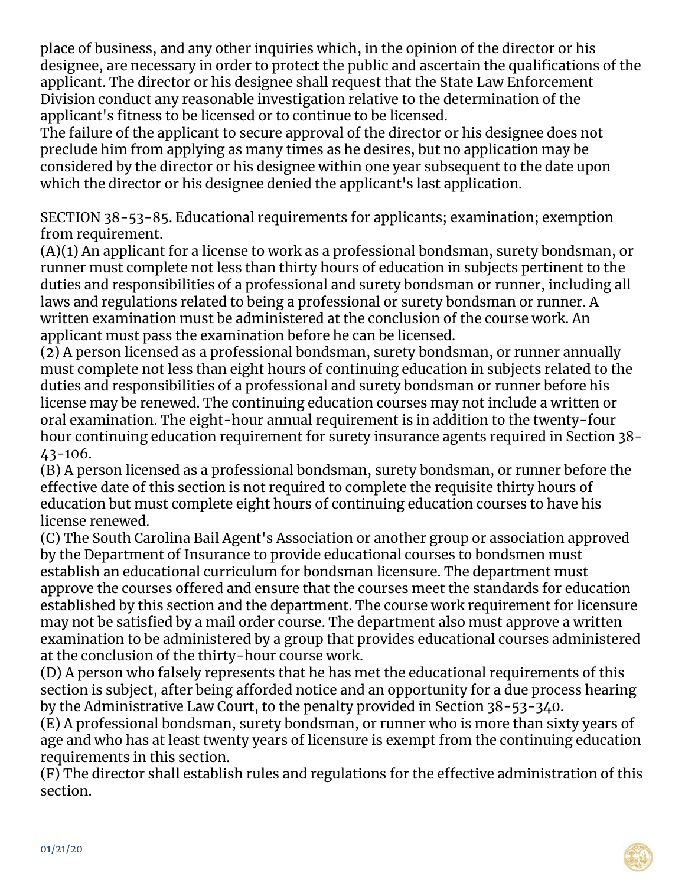place of business, and any other inquiries which, in the opinion of the director or his designee, are necessary in order to protect the public and ascertain the qualifications of the applicant. The director or his designee shall request that the State Law Enforcement Division conduct any reasonable investigation relative to the determination of the applicant's fitness to be licensed or to continue to be licensed.

The failure of the applicant to secure approval of the director or his designee does not preclude him from applying as many times as he desires, but no application may be considered by the director or his designee within one year subsequent to the date upon which the director or his designee denied the applicant's last application.

SECTION 38-53-85. Educational requirements for applicants; examination; exemption from requirement.

(A)(1) An applicant for a license to work as a professional bondsman, surety bondsman, or runner must complete not less than thirty hours of education in subjects pertinent to the duties and responsibilities of a professional and surety bondsman or runner, including all laws and regulations related to being a professional or surety bondsman or runner. A written examination must be administered at the conclusion of the course work. An applicant must pass the examination before he can be licensed.

(2) A person licensed as a professional bondsman, surety bondsman, or runner annually must complete not less than eight hours of continuing education in subjects related to the duties and responsibilities of a professional and surety bondsman or runner before his license may be renewed. The continuing education courses may not include a written or oral examination. The eight-hour annual requirement is in addition to the twenty-four hour continuing education requirement for surety insurance agents required in Section 38-43-106.

(B) A person licensed as a professional bondsman, surety bondsman, or runner before the effective date of this section is not required to complete the requisite thirty hours of education but must complete eight hours of continuing education courses to have his license renewed.

(C) The South Carolina Bail Agent's Association or another group or association approved by the Department of Insurance to provide educational courses to bondsmen must establish an educational curriculum for bondsman licensure. The department must approve the courses offered and ensure that the courses meet the standards for education established by this section and the department. The course work requirement for licensure may not be satisfied by a mail order course. The department also must approve a written examination to be administered by a group that provides educational courses administered at the conclusion of the thirty-hour course work.

(D) A person who falsely represents that he has met the educational requirements of this section is subject, after being afforded notice and an opportunity for a due process hearing by the Administrative Law Court, to the penalty provided in Section 38-53-340.

(E) A professional bondsman, surety bondsman, or runner who is more than sixty years of age and who has at least twenty years of licensure is exempt from the continuing education requirements in this section.

(F) The director shall establish rules and regulations for the effective administration of this section.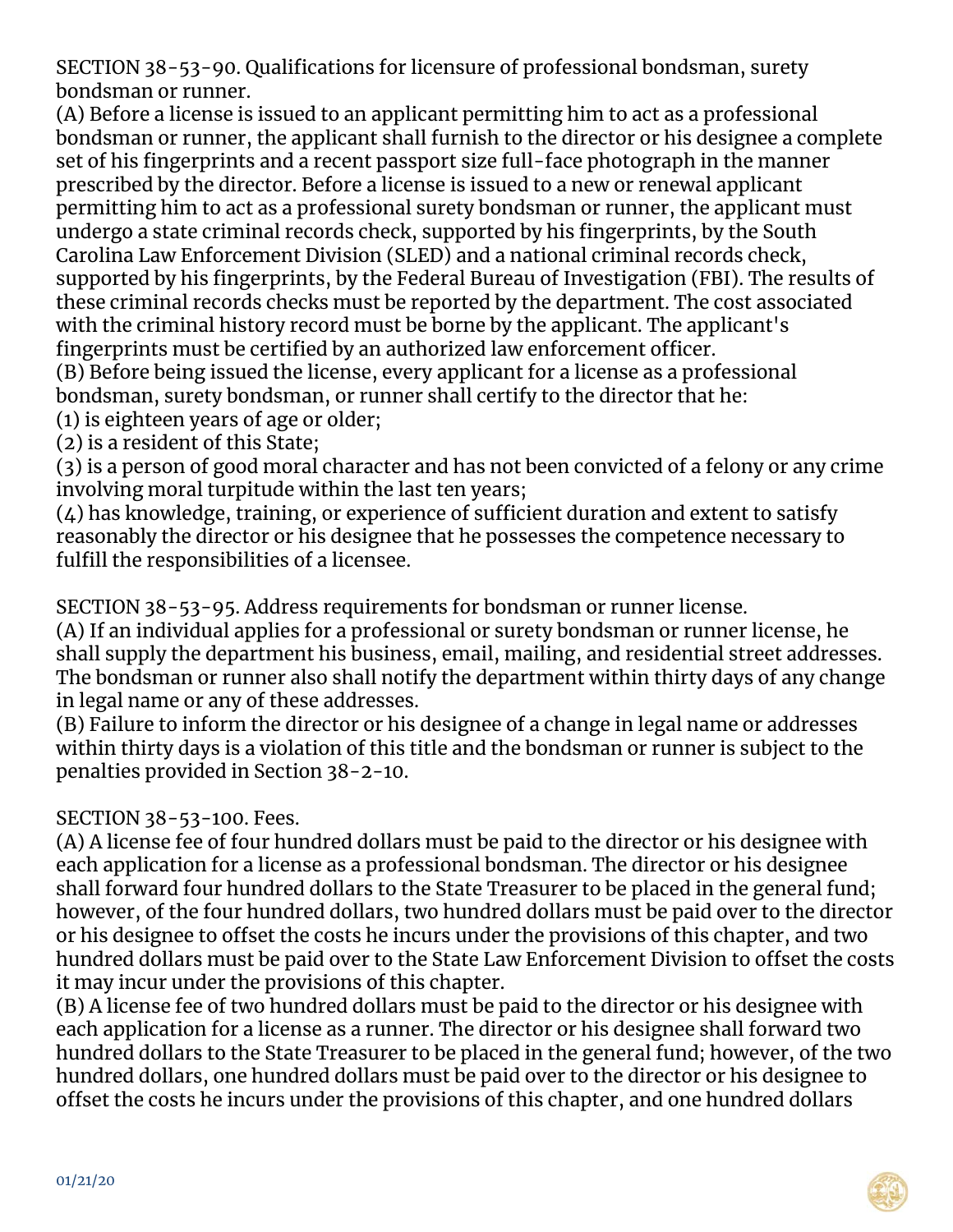SECTION 38-53-90. Qualifications for licensure of professional bondsman, surety bondsman or runner.

(A) Before a license is issued to an applicant permitting him to act as a professional bondsman or runner, the applicant shall furnish to the director or his designee a complete set of his fingerprints and a recent passport size full-face photograph in the manner prescribed by the director. Before a license is issued to a new or renewal applicant permitting him to act as a professional surety bondsman or runner, the applicant must undergo a state criminal records check, supported by his fingerprints, by the South Carolina Law Enforcement Division (SLED) and a national criminal records check, supported by his fingerprints, by the Federal Bureau of Investigation (FBI). The results of these criminal records checks must be reported by the department. The cost associated with the criminal history record must be borne by the applicant. The applicant's fingerprints must be certified by an authorized law enforcement officer.

(B) Before being issued the license, every applicant for a license as a professional bondsman, surety bondsman, or runner shall certify to the director that he:

(1) is eighteen years of age or older;

(2) is a resident of this State;

(3) is a person of good moral character and has not been convicted of a felony or any crime involving moral turpitude within the last ten years;

(4) has knowledge, training, or experience of sufficient duration and extent to satisfy reasonably the director or his designee that he possesses the competence necessary to fulfill the responsibilities of a licensee.

SECTION 38-53-95. Address requirements for bondsman or runner license.

(A) If an individual applies for a professional or surety bondsman or runner license, he shall supply the department his business, email, mailing, and residential street addresses. The bondsman or runner also shall notify the department within thirty days of any change in legal name or any of these addresses.

(B) Failure to inform the director or his designee of a change in legal name or addresses within thirty days is a violation of this title and the bondsman or runner is subject to the penalties provided in Section 38-2-10.

SECTION 38-53-100. Fees.

(A) A license fee of four hundred dollars must be paid to the director or his designee with each application for a license as a professional bondsman. The director or his designee shall forward four hundred dollars to the State Treasurer to be placed in the general fund; however, of the four hundred dollars, two hundred dollars must be paid over to the director or his designee to offset the costs he incurs under the provisions of this chapter, and two hundred dollars must be paid over to the State Law Enforcement Division to offset the costs it may incur under the provisions of this chapter.

(B) A license fee of two hundred dollars must be paid to the director or his designee with each application for a license as a runner. The director or his designee shall forward two hundred dollars to the State Treasurer to be placed in the general fund; however, of the two hundred dollars, one hundred dollars must be paid over to the director or his designee to offset the costs he incurs under the provisions of this chapter, and one hundred dollars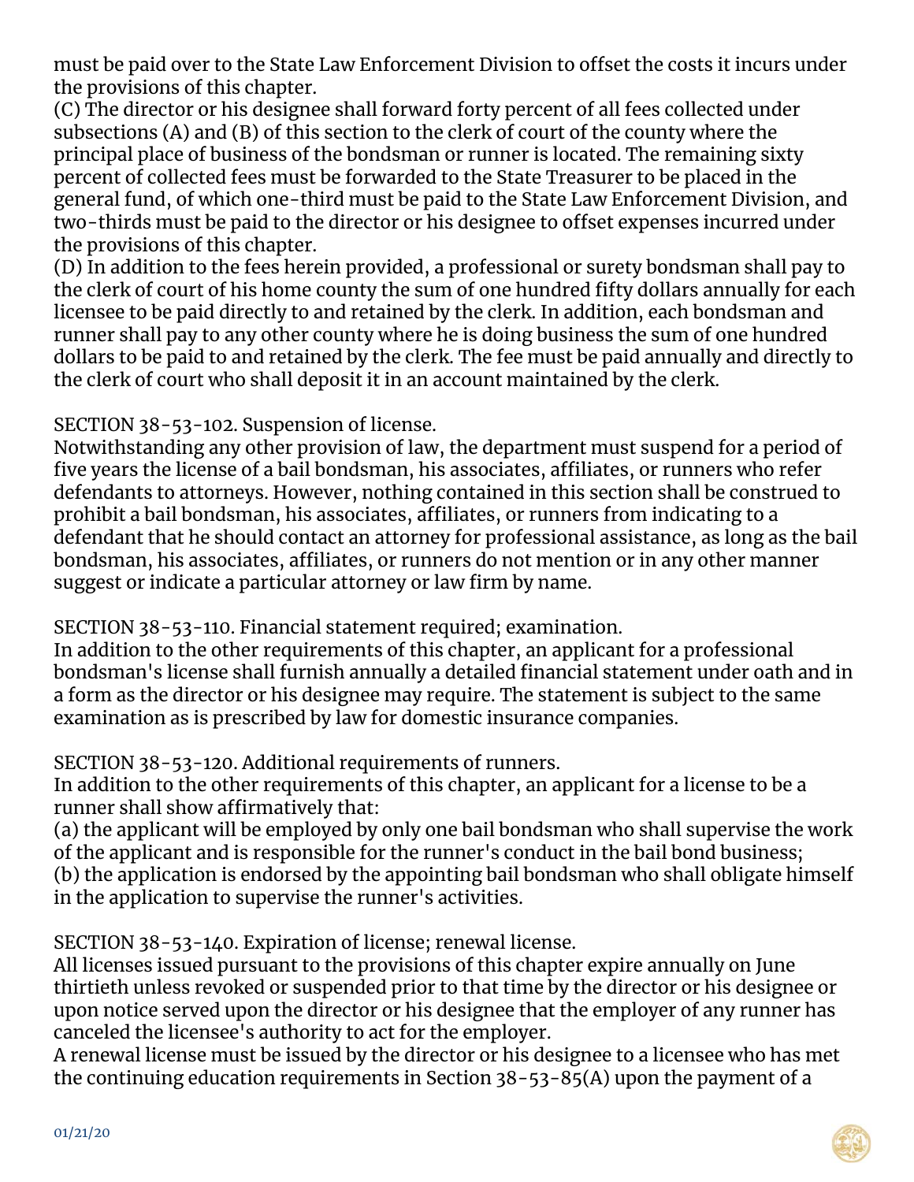must be paid over to the State Law Enforcement Division to offset the costs it incurs under the provisions of this chapter.

(C) The director or his designee shall forward forty percent of all fees collected under subsections (A) and (B) of this section to the clerk of court of the county where the principal place of business of the bondsman or runner is located. The remaining sixty percent of collected fees must be forwarded to the State Treasurer to be placed in the general fund, of which one-third must be paid to the State Law Enforcement Division, and two-thirds must be paid to the director or his designee to offset expenses incurred under the provisions of this chapter.

(D) In addition to the fees herein provided, a professional or surety bondsman shall pay to the clerk of court of his home county the sum of one hundred fifty dollars annually for each licensee to be paid directly to and retained by the clerk. In addition, each bondsman and runner shall pay to any other county where he is doing business the sum of one hundred dollars to be paid to and retained by the clerk. The fee must be paid annually and directly to the clerk of court who shall deposit it in an account maintained by the clerk.

SECTION 38-53-102. Suspension of license.

Notwithstanding any other provision of law, the department must suspend for a period of five years the license of a bail bondsman, his associates, affiliates, or runners who refer defendants to attorneys. However, nothing contained in this section shall be construed to prohibit a bail bondsman, his associates, affiliates, or runners from indicating to a defendant that he should contact an attorney for professional assistance, as long as the bail bondsman, his associates, affiliates, or runners do not mention or in any other manner suggest or indicate a particular attorney or law firm by name.

SECTION 38-53-110. Financial statement required; examination.

In addition to the other requirements of this chapter, an applicant for a professional bondsman's license shall furnish annually a detailed financial statement under oath and in a form as the director or his designee may require. The statement is subject to the same examination as is prescribed by law for domestic insurance companies.

SECTION 38-53-120. Additional requirements of runners.

In addition to the other requirements of this chapter, an applicant for a license to be a runner shall show affirmatively that:

(a) the applicant will be employed by only one bail bondsman who shall supervise the work of the applicant and is responsible for the runner's conduct in the bail bond business;

(b) the application is endorsed by the appointing bail bondsman who shall obligate himself in the application to supervise the runner's activities.

SECTION 38-53-140. Expiration of license; renewal license.

All licenses issued pursuant to the provisions of this chapter expire annually on June thirtieth unless revoked or suspended prior to that time by the director or his designee or upon notice served upon the director or his designee that the employer of any runner has canceled the licensee's authority to act for the employer.

A renewal license must be issued by the director or his designee to a licensee who has met the continuing education requirements in Section 38-53-85(A) upon the payment of a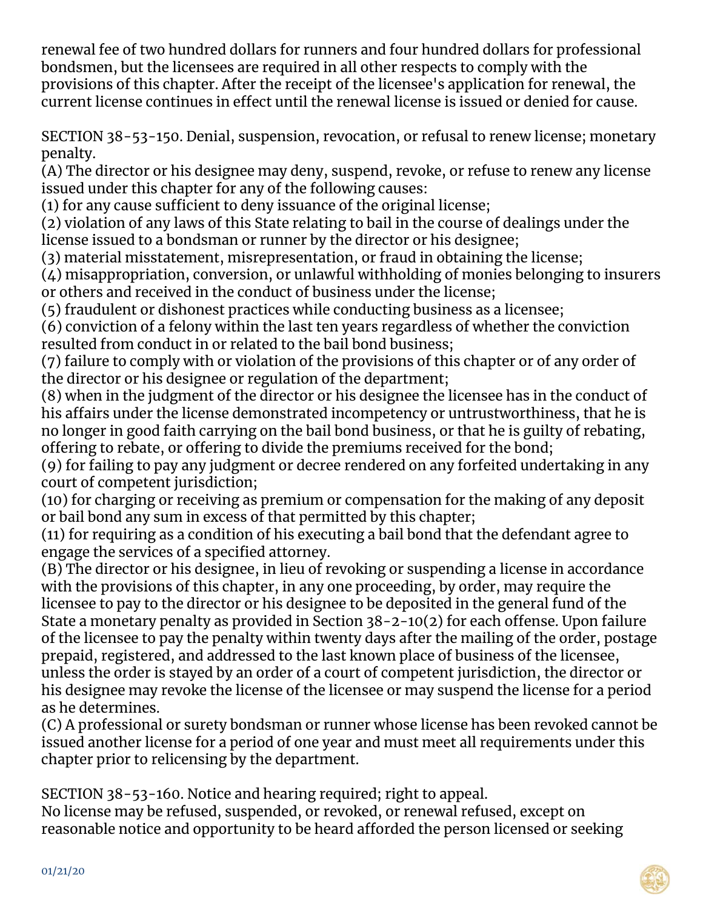renewal fee of two hundred dollars for runners and four hundred dollars for professional bondsmen, but the licensees are required in all other respects to comply with the provisions of this chapter. After the receipt of the licensee's application for renewal, the current license continues in effect until the renewal license is issued or denied for cause.

SECTION 38-53-150. Denial, suspension, revocation, or refusal to renew license; monetary penalty.

(A) The director or his designee may deny, suspend, revoke, or refuse to renew any license issued under this chapter for any of the following causes:

(1) for any cause sufficient to deny issuance of the original license;

(2) violation of any laws of this State relating to bail in the course of dealings under the license issued to a bondsman or runner by the director or his designee;

(3) material misstatement, misrepresentation, or fraud in obtaining the license;

(4) misappropriation, conversion, or unlawful withholding of monies belonging to insurers or others and received in the conduct of business under the license;

(5) fraudulent or dishonest practices while conducting business as a licensee;

(6) conviction of a felony within the last ten years regardless of whether the conviction resulted from conduct in or related to the bail bond business;

(7) failure to comply with or violation of the provisions of this chapter or of any order of the director or his designee or regulation of the department;

(8) when in the judgment of the director or his designee the licensee has in the conduct of his affairs under the license demonstrated incompetency or untrustworthiness, that he is no longer in good faith carrying on the bail bond business, or that he is guilty of rebating, offering to rebate, or offering to divide the premiums received for the bond;

(9) for failing to pay any judgment or decree rendered on any forfeited undertaking in any court of competent jurisdiction;

(10) for charging or receiving as premium or compensation for the making of any deposit or bail bond any sum in excess of that permitted by this chapter;

(11) for requiring as a condition of his executing a bail bond that the defendant agree to engage the services of a specified attorney.

(B) The director or his designee, in lieu of revoking or suspending a license in accordance with the provisions of this chapter, in any one proceeding, by order, may require the licensee to pay to the director or his designee to be deposited in the general fund of the State a monetary penalty as provided in Section 38-2-10(2) for each offense. Upon failure of the licensee to pay the penalty within twenty days after the mailing of the order, postage prepaid, registered, and addressed to the last known place of business of the licensee, unless the order is stayed by an order of a court of competent jurisdiction, the director or his designee may revoke the license of the licensee or may suspend the license for a period as he determines.

(C) A professional or surety bondsman or runner whose license has been revoked cannot be issued another license for a period of one year and must meet all requirements under this chapter prior to relicensing by the department.

SECTION 38-53-160. Notice and hearing required; right to appeal.

No license may be refused, suspended, or revoked, or renewal refused, except on reasonable notice and opportunity to be heard afforded the person licensed or seeking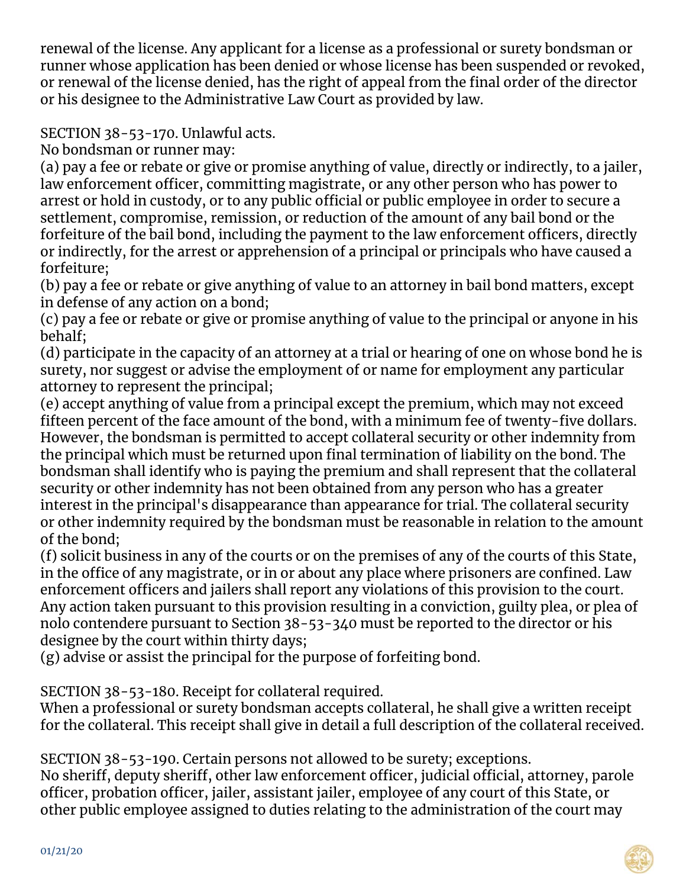renewal of the license. Any applicant for a license as a professional or surety bondsman or runner whose application has been denied or whose license has been suspended or revoked, or renewal of the license denied, has the right of appeal from the final order of the director or his designee to the Administrative Law Court as provided by law.

SECTION 38-53-170. Unlawful acts.

No bondsman or runner may:

(a) pay a fee or rebate or give or promise anything of value, directly or indirectly, to a jailer, law enforcement officer, committing magistrate, or any other person who has power to arrest or hold in custody, or to any public official or public employee in order to secure a settlement, compromise, remission, or reduction of the amount of any bail bond or the forfeiture of the bail bond, including the payment to the law enforcement officers, directly or indirectly, for the arrest or apprehension of a principal or principals who have caused a forfeiture;

(b) pay a fee or rebate or give anything of value to an attorney in bail bond matters, except in defense of any action on a bond;

(c) pay a fee or rebate or give or promise anything of value to the principal or anyone in his behalf;

(d) participate in the capacity of an attorney at a trial or hearing of one on whose bond he is surety, nor suggest or advise the employment of or name for employment any particular attorney to represent the principal;

(e) accept anything of value from a principal except the premium, which may not exceed fifteen percent of the face amount of the bond, with a minimum fee of twenty-five dollars. However, the bondsman is permitted to accept collateral security or other indemnity from the principal which must be returned upon final termination of liability on the bond. The bondsman shall identify who is paying the premium and shall represent that the collateral security or other indemnity has not been obtained from any person who has a greater interest in the principal's disappearance than appearance for trial. The collateral security or other indemnity required by the bondsman must be reasonable in relation to the amount of the bond;

(f) solicit business in any of the courts or on the premises of any of the courts of this State, in the office of any magistrate, or in or about any place where prisoners are confined. Law enforcement officers and jailers shall report any violations of this provision to the court. Any action taken pursuant to this provision resulting in a conviction, guilty plea, or plea of nolo contendere pursuant to Section 38-53-340 must be reported to the director or his designee by the court within thirty days;

(g) advise or assist the principal for the purpose of forfeiting bond.

SECTION 38-53-180. Receipt for collateral required.

When a professional or surety bondsman accepts collateral, he shall give a written receipt for the collateral. This receipt shall give in detail a full description of the collateral received.

SECTION 38-53-190. Certain persons not allowed to be surety; exceptions.

No sheriff, deputy sheriff, other law enforcement officer, judicial official, attorney, parole officer, probation officer, jailer, assistant jailer, employee of any court of this State, or other public employee assigned to duties relating to the administration of the court may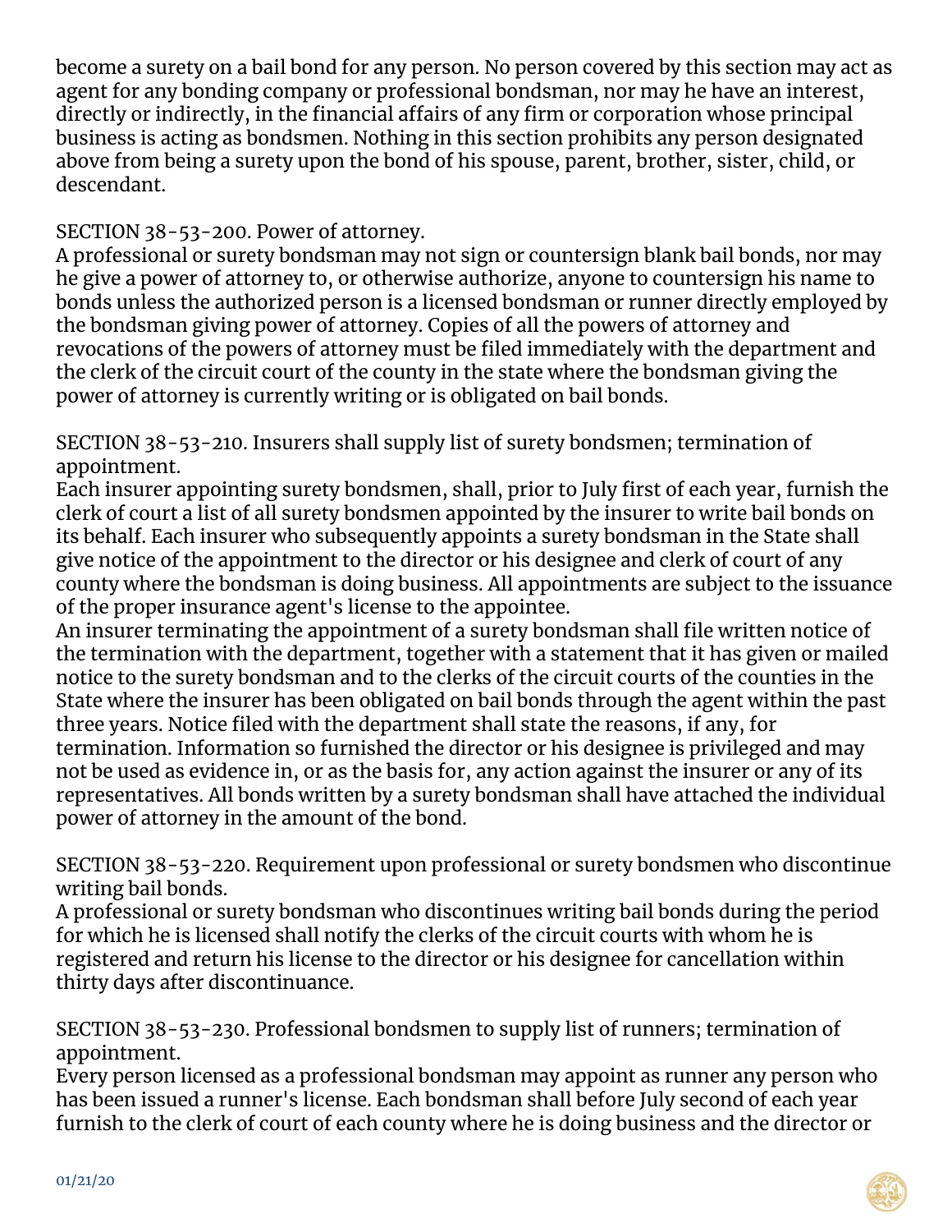become a surety on a bail bond for any person. No person covered by this section may act as agent for any bonding company or professional bondsman, nor may he have an interest, directly or indirectly, in the financial affairs of any firm or corporation whose principal business is acting as bondsmen. Nothing in this section prohibits any person designated above from being a surety upon the bond of his spouse, parent, brother, sister, child, or descendant.

SECTION 38-53-200. Power of attorney.

A professional or surety bondsman may not sign or countersign blank bail bonds, nor may he give a power of attorney to, or otherwise authorize, anyone to countersign his name to bonds unless the authorized person is a licensed bondsman or runner directly employed by the bondsman giving power of attorney. Copies of all the powers of attorney and revocations of the powers of attorney must be filed immediately with the department and the clerk of the circuit court of the county in the state where the bondsman giving the power of attorney is currently writing or is obligated on bail bonds.

SECTION 38-53-210. Insurers shall supply list of surety bondsmen; termination of appointment.

Each insurer appointing surety bondsmen, shall, prior to July first of each year, furnish the clerk of court a list of all surety bondsmen appointed by the insurer to write bail bonds on its behalf. Each insurer who subsequently appoints a surety bondsman in the State shall give notice of the appointment to the director or his designee and clerk of court of any county where the bondsman is doing business. All appointments are subject to the issuance of the proper insurance agent's license to the appointee.

An insurer terminating the appointment of a surety bondsman shall file written notice of the termination with the department, together with a statement that it has given or mailed notice to the surety bondsman and to the clerks of the circuit courts of the counties in the State where the insurer has been obligated on bail bonds through the agent within the past three years. Notice filed with the department shall state the reasons, if any, for termination. Information so furnished the director or his designee is privileged and may not be used as evidence in, or as the basis for, any action against the insurer or any of its representatives. All bonds written by a surety bondsman shall have attached the individual power of attorney in the amount of the bond.

SECTION 38-53-220. Requirement upon professional or surety bondsmen who discontinue writing bail bonds.

A professional or surety bondsman who discontinues writing bail bonds during the period for which he is licensed shall notify the clerks of the circuit courts with whom he is registered and return his license to the director or his designee for cancellation within thirty days after discontinuance.

SECTION 38-53-230. Professional bondsmen to supply list of runners; termination of appointment.

Every person licensed as a professional bondsman may appoint as runner any person who has been issued a runner's license. Each bondsman shall before July second of each year furnish to the clerk of court of each county where he is doing business and the director or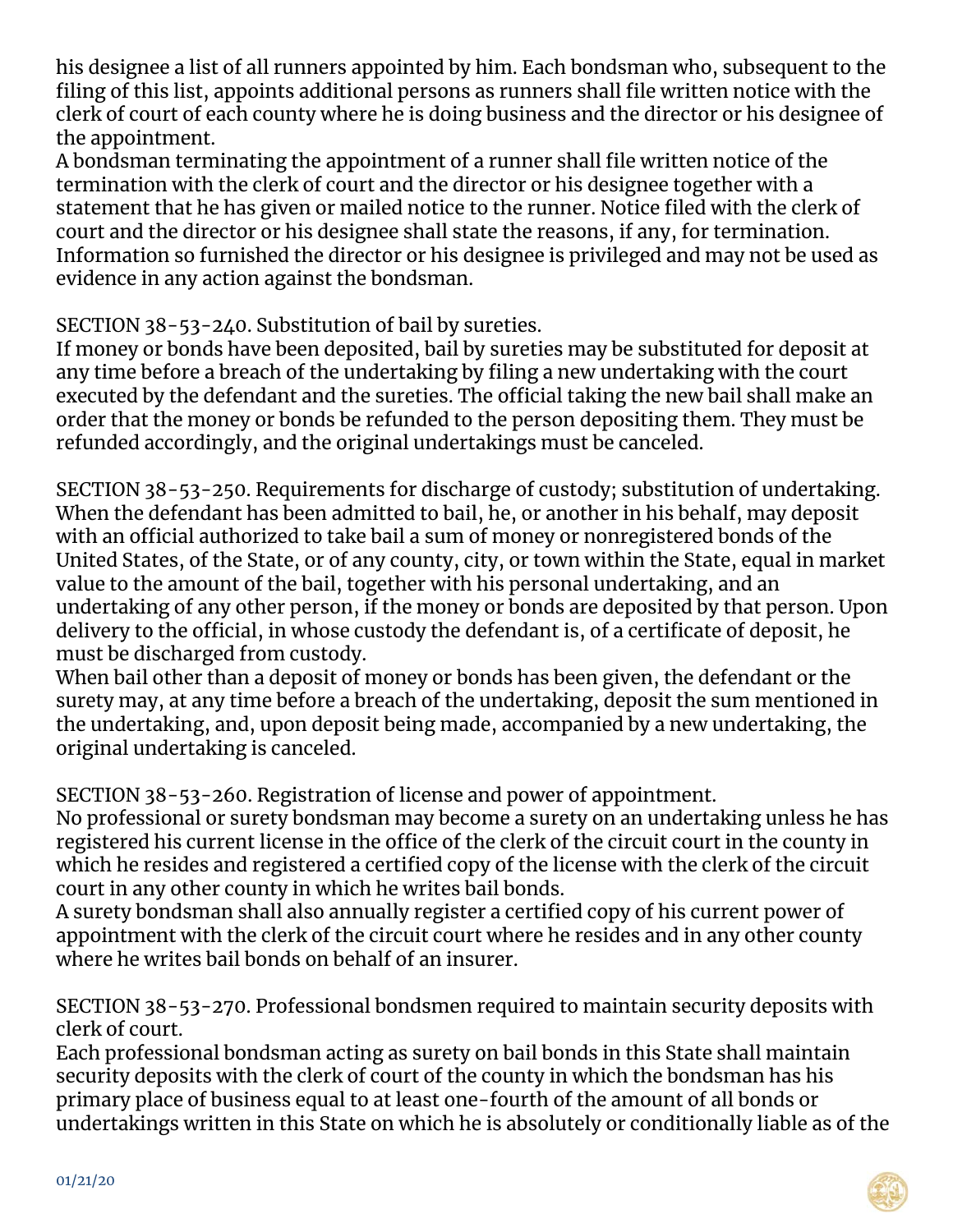his designee a list of all runners appointed by him. Each bondsman who, subsequent to the filing of this list, appoints additional persons as runners shall file written notice with the clerk of court of each county where he is doing business and the director or his designee of the appointment.

A bondsman terminating the appointment of a runner shall file written notice of the termination with the clerk of court and the director or his designee together with a statement that he has given or mailed notice to the runner. Notice filed with the clerk of court and the director or his designee shall state the reasons, if any, for termination. Information so furnished the director or his designee is privileged and may not be used as evidence in any action against the bondsman.

SECTION 38-53-240. Substitution of bail by sureties.

If money or bonds have been deposited, bail by sureties may be substituted for deposit at any time before a breach of the undertaking by filing a new undertaking with the court executed by the defendant and the sureties. The official taking the new bail shall make an order that the money or bonds be refunded to the person depositing them. They must be refunded accordingly, and the original undertakings must be canceled.

SECTION 38-53-250. Requirements for discharge of custody; substitution of undertaking.

When the defendant has been admitted to bail, he, or another in his behalf, may deposit with an official authorized to take bail a sum of money or nonregistered bonds of the United States, of the State, or of any county, city, or town within the State, equal in market value to the amount of the bail, together with his personal undertaking, and an undertaking of any other person, if the money or bonds are deposited by that person. Upon delivery to the official, in whose custody the defendant is, of a certificate of deposit, he must be discharged from custody.

When bail other than a deposit of money or bonds has been given, the defendant or the surety may, at any time before a breach of the undertaking, deposit the sum mentioned in the undertaking, and, upon deposit being made, accompanied by a new undertaking, the original undertaking is canceled.

SECTION 38-53-260. Registration of license and power of appointment.

No professional or surety bondsman may become a surety on an undertaking unless he has registered his current license in the office of the clerk of the circuit court in the county in which he resides and registered a certified copy of the license with the clerk of the circuit court in any other county in which he writes bail bonds.

A surety bondsman shall also annually register a certified copy of his current power of appointment with the clerk of the circuit court where he resides and in any other county where he writes bail bonds on behalf of an insurer.

SECTION 38-53-270. Professional bondsmen required to maintain security deposits with clerk of court.

Each professional bondsman acting as surety on bail bonds in this State shall maintain security deposits with the clerk of court of the county in which the bondsman has his primary place of business equal to at least one-fourth of the amount of all bonds or undertakings written in this State on which he is absolutely or conditionally liable as of the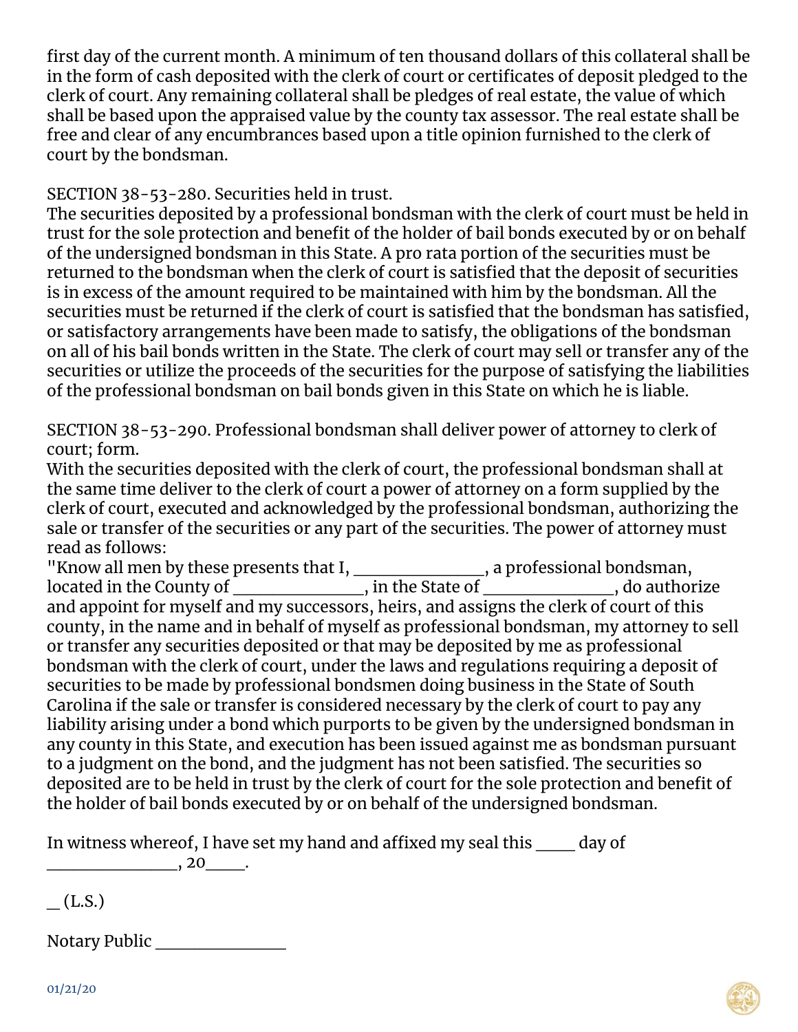first day of the current month. A minimum of ten thousand dollars of this collateral shall be in the form of cash deposited with the clerk of court or certificates of deposit pledged to the clerk of court. Any remaining collateral shall be pledges of real estate, the value of which shall be based upon the appraised value by the county tax assessor. The real estate shall be free and clear of any encumbrances based upon a title opinion furnished to the clerk of court by the bondsman.

SECTION 38-53-280. Securities held in trust.
The securities deposited by a professional bondsman with the clerk of court must be held in trust for the sole protection and benefit of the holder of bail bonds executed by or on behalf of the undersigned bondsman in this State. A pro rata portion of the securities must be returned to the bondsman when the clerk of court is satisfied that the deposit of securities is in excess of the amount required to be maintained with him by the bondsman. All the securities must be returned if the clerk of court is satisfied that the bondsman has satisfied, or satisfactory arrangements have been made to satisfy, the obligations of the bondsman on all of his bail bonds written in the State. The clerk of court may sell or transfer any of the securities or utilize the proceeds of the securities for the purpose of satisfying the liabilities of the professional bondsman on bail bonds given in this State on which he is liable.

SECTION 38-53-290. Professional bondsman shall deliver power of attorney to clerk of court; form.
With the securities deposited with the clerk of court, the professional bondsman shall at the same time deliver to the clerk of court a power of attorney on a form supplied by the clerk of court, executed and acknowledged by the professional bondsman, authorizing the sale or transfer of the securities or any part of the securities. The power of attorney must read as follows:
"Know all men by these presents that I, _______________, a professional bondsman, located in the County of _______________, in the State of _______________, do authorize and appoint for myself and my successors, heirs, and assigns the clerk of court of this county, in the name and in behalf of myself as professional bondsman, my attorney to sell or transfer any securities deposited or that may be deposited by me as professional bondsman with the clerk of court, under the laws and regulations requiring a deposit of securities to be made by professional bondsmen doing business in the State of South Carolina if the sale or transfer is considered necessary by the clerk of court to pay any liability arising under a bond which purports to be given by the undersigned bondsman in any county in this State, and execution has been issued against me as bondsman pursuant to a judgment on the bond, and the judgment has not been satisfied. The securities so deposited are to be held in trust by the clerk of court for the sole protection and benefit of the holder of bail bonds executed by or on behalf of the undersigned bondsman.

In witness whereof, I have set my hand and affixed my seal this _____ day of _______________, 20_____.

__ (L.S.)

Notary Public _______________

01/21/20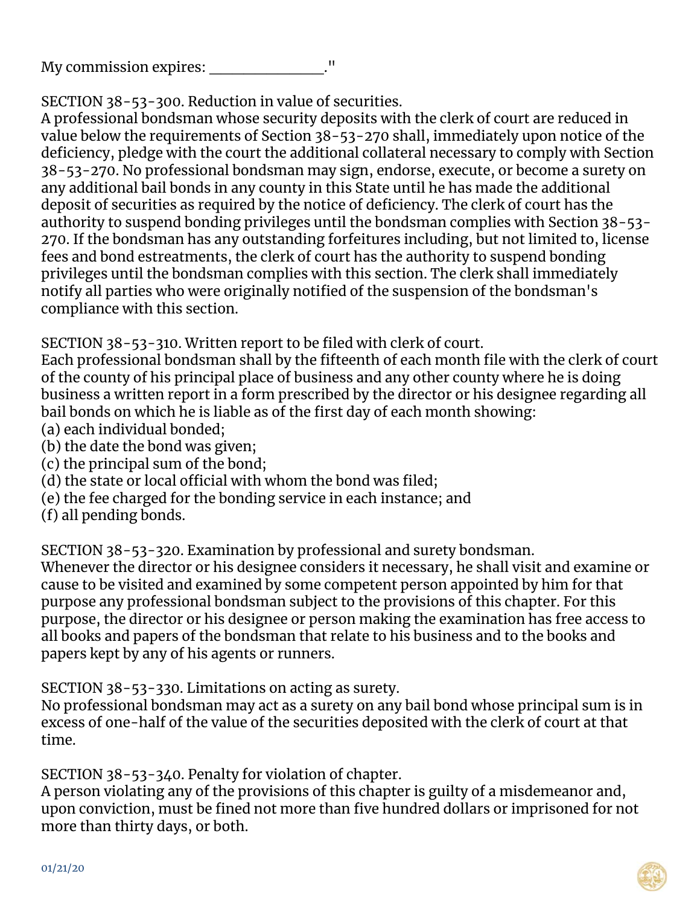My commission expires: _______________."

SECTION 38-53-300. Reduction in value of securities.
A professional bondsman whose security deposits with the clerk of court are reduced in value below the requirements of Section 38-53-270 shall, immediately upon notice of the deficiency, pledge with the court the additional collateral necessary to comply with Section 38-53-270. No professional bondsman may sign, endorse, execute, or become a surety on any additional bail bonds in any county in this State until he has made the additional deposit of securities as required by the notice of deficiency. The clerk of court has the authority to suspend bonding privileges until the bondsman complies with Section 38-53-270. If the bondsman has any outstanding forfeitures including, but not limited to, license fees and bond estreatments, the clerk of court has the authority to suspend bonding privileges until the bondsman complies with this section. The clerk shall immediately notify all parties who were originally notified of the suspension of the bondsman's compliance with this section.

SECTION 38-53-310. Written report to be filed with clerk of court.
Each professional bondsman shall by the fifteenth of each month file with the clerk of court of the county of his principal place of business and any other county where he is doing business a written report in a form prescribed by the director or his designee regarding all bail bonds on which he is liable as of the first day of each month showing:
(a) each individual bonded;
(b) the date the bond was given;
(c) the principal sum of the bond;
(d) the state or local official with whom the bond was filed;
(e) the fee charged for the bonding service in each instance; and
(f) all pending bonds.

SECTION 38-53-320. Examination by professional and surety bondsman.
Whenever the director or his designee considers it necessary, he shall visit and examine or cause to be visited and examined by some competent person appointed by him for that purpose any professional bondsman subject to the provisions of this chapter. For this purpose, the director or his designee or person making the examination has free access to all books and papers of the bondsman that relate to his business and to the books and papers kept by any of his agents or runners.

SECTION 38-53-330. Limitations on acting as surety.
No professional bondsman may act as a surety on any bail bond whose principal sum is in excess of one-half of the value of the securities deposited with the clerk of court at that time.

SECTION 38-53-340. Penalty for violation of chapter.
A person violating any of the provisions of this chapter is guilty of a misdemeanor and, upon conviction, must be fined not more than five hundred dollars or imprisoned for not more than thirty days, or both.